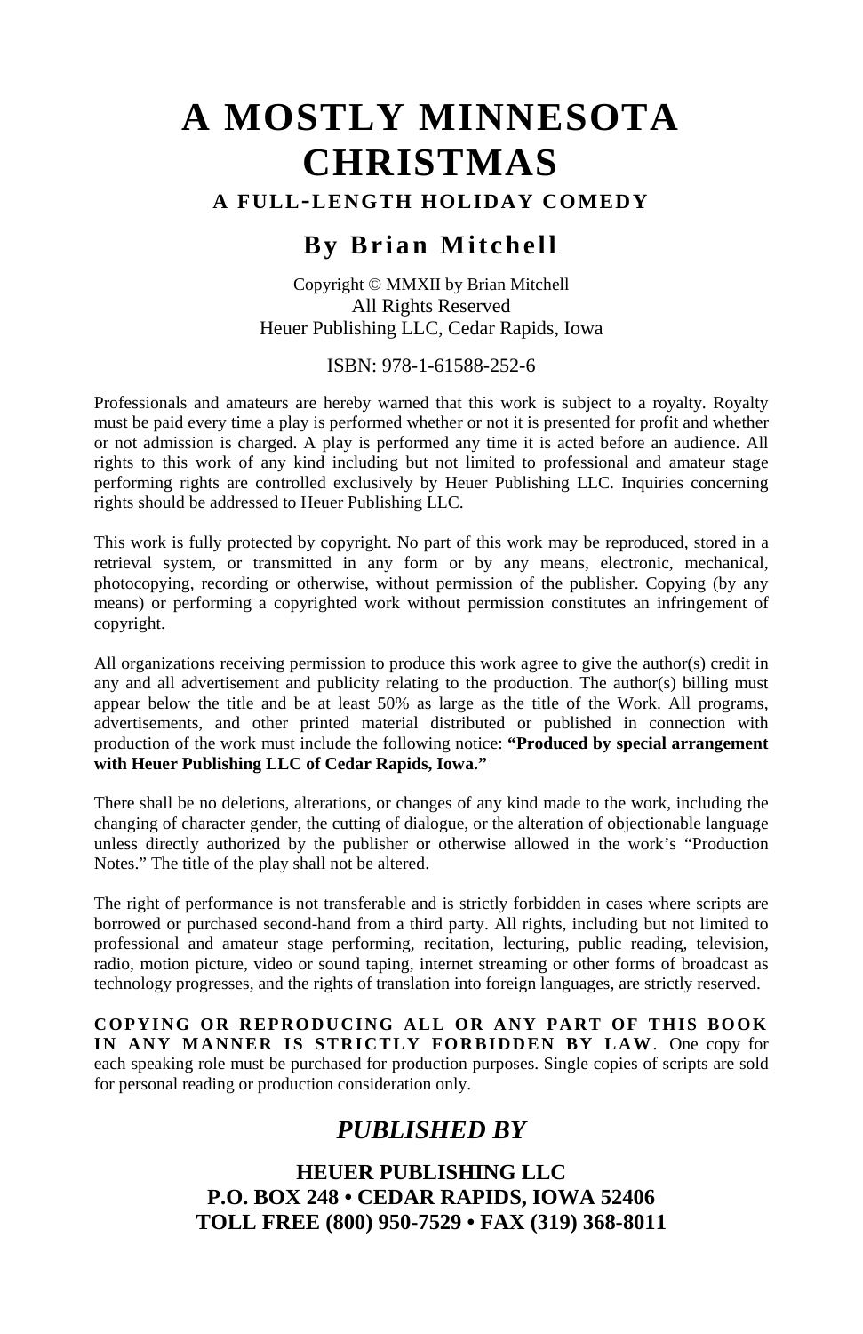# A MOSTLY MINNESOTA CHRISTMAS

### A FULL-LENGTH HOLIDAY COMEDY

## By Brian Mitchell

Copyright © MMXII by Brian Mitchell
All Rights Reserved
Heuer Publishing LLC, Cedar Rapids, Iowa

ISBN: 978-1-61588-252-6

Professionals and amateurs are hereby warned that this work is subject to a royalty. Royalty must be paid every time a play is performed whether or not it is presented for profit and whether or not admission is charged. A play is performed any time it is acted before an audience. All rights to this work of any kind including but not limited to professional and amateur stage performing rights are controlled exclusively by Heuer Publishing LLC. Inquiries concerning rights should be addressed to Heuer Publishing LLC.

This work is fully protected by copyright. No part of this work may be reproduced, stored in a retrieval system, or transmitted in any form or by any means, electronic, mechanical, photocopying, recording or otherwise, without permission of the publisher. Copying (by any means) or performing a copyrighted work without permission constitutes an infringement of copyright.

All organizations receiving permission to produce this work agree to give the author(s) credit in any and all advertisement and publicity relating to the production. The author(s) billing must appear below the title and be at least 50% as large as the title of the Work. All programs, advertisements, and other printed material distributed or published in connection with production of the work must include the following notice: **"Produced by special arrangement with Heuer Publishing LLC of Cedar Rapids, Iowa."**

There shall be no deletions, alterations, or changes of any kind made to the work, including the changing of character gender, the cutting of dialogue, or the alteration of objectionable language unless directly authorized by the publisher or otherwise allowed in the work's "Production Notes." The title of the play shall not be altered.

The right of performance is not transferable and is strictly forbidden in cases where scripts are borrowed or purchased second-hand from a third party. All rights, including but not limited to professional and amateur stage performing, recitation, lecturing, public reading, television, radio, motion picture, video or sound taping, internet streaming or other forms of broadcast as technology progresses, and the rights of translation into foreign languages, are strictly reserved.

**COPYING OR REPRODUCING ALL OR ANY PART OF THIS BOOK IN ANY MANNER IS STRICTLY FORBIDDEN BY LAW**. One copy for each speaking role must be purchased for production purposes. Single copies of scripts are sold for personal reading or production consideration only.

## *PUBLISHED BY*

**HEUER PUBLISHING LLC**
**P.O. BOX 248 • CEDAR RAPIDS, IOWA 52406**
**TOLL FREE (800) 950-7529 • FAX (319) 368-8011**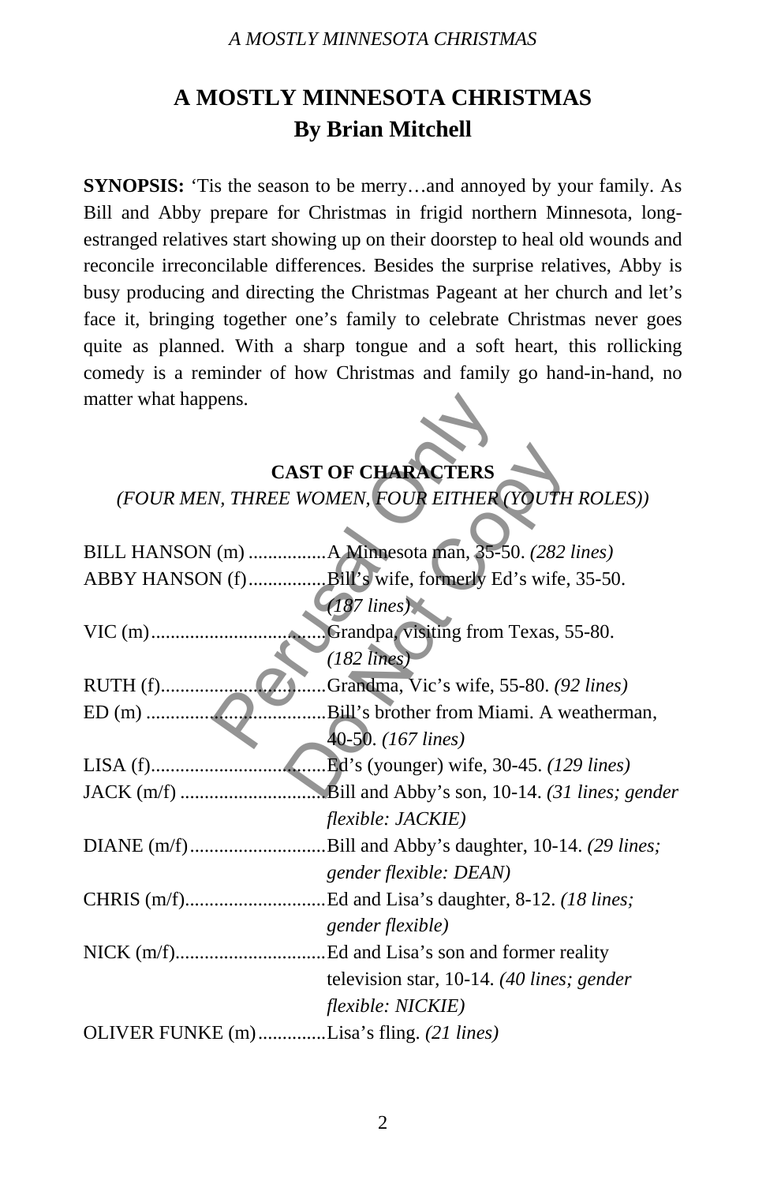# A MOSTLY MINNESOTA CHRISTMAS
## By Brian Mitchell

**SYNOPSIS:** 'Tis the season to be merry…and annoyed by your family. As Bill and Abby prepare for Christmas in frigid northern Minnesota, long-estranged relatives start showing up on their doorstep to heal old wounds and reconcile irreconcilable differences. Besides the surprise relatives, Abby is busy producing and directing the Christmas Pageant at her church and let's face it, bringing together one's family to celebrate Christmas never goes quite as planned. With a sharp tongue and a soft heart, this rollicking comedy is a reminder of how Christmas and family go hand-in-hand, no matter what happens.

### CAST OF CHARACTERS
*(FOUR MEN, THREE WOMEN, FOUR EITHER (YOUTH ROLES))*

BILL HANSON (m) ................A Minnesota man, 35-50. *(282 lines)*

ABBY HANSON (f)................Bill's wife, formerly Ed's wife, 35-50. *(187 lines)*

VIC (m)....................................Grandpa, visiting from Texas, 55-80. *(182 lines)*

RUTH (f)..................................Grandma, Vic's wife, 55-80. *(92 lines)*

ED (m) .....................................Bill's brother from Miami. A weatherman, 40-50. *(167 lines)*

LISA (f)....................................Ed's (younger) wife, 30-45. *(129 lines)*

JACK (m/f) .............................Bill and Abby's son, 10-14. *(31 lines; gender flexible: JACKIE)*

DIANE (m/f)............................Bill and Abby's daughter, 10-14. *(29 lines; gender flexible: DEAN)*

CHRIS (m/f).............................Ed and Lisa's daughter, 8-12. *(18 lines; gender flexible)*

NICK (m/f)...............................Ed and Lisa's son and former reality television star, 10-14. *(40 lines; gender flexible: NICKIE)*

OLIVER FUNKE (m)..............Lisa's fling. *(21 lines)*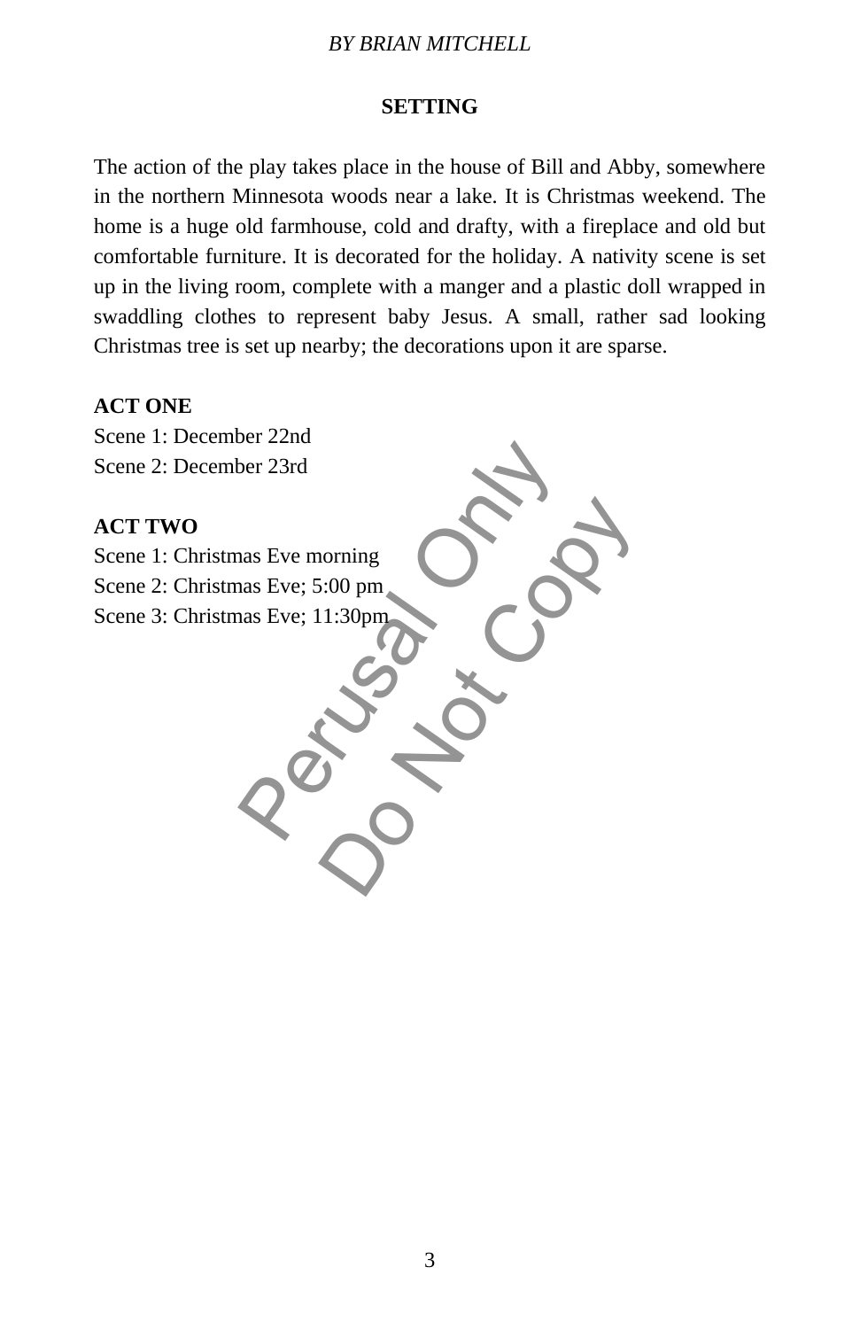## SETTING

The action of the play takes place in the house of Bill and Abby, somewhere in the northern Minnesota woods near a lake. It is Christmas weekend. The home is a huge old farmhouse, cold and drafty, with a fireplace and old but comfortable furniture. It is decorated for the holiday. A nativity scene is set up in the living room, complete with a manger and a plastic doll wrapped in swaddling clothes to represent baby Jesus. A small, rather sad looking Christmas tree is set up nearby; the decorations upon it are sparse.

**ACT ONE**
Scene 1: December 22nd
Scene 2: December 23rd

**ACT TWO**
Scene 1: Christmas Eve morning
Scene 2: Christmas Eve; 5:00 pm
Scene 3: Christmas Eve; 11:30pm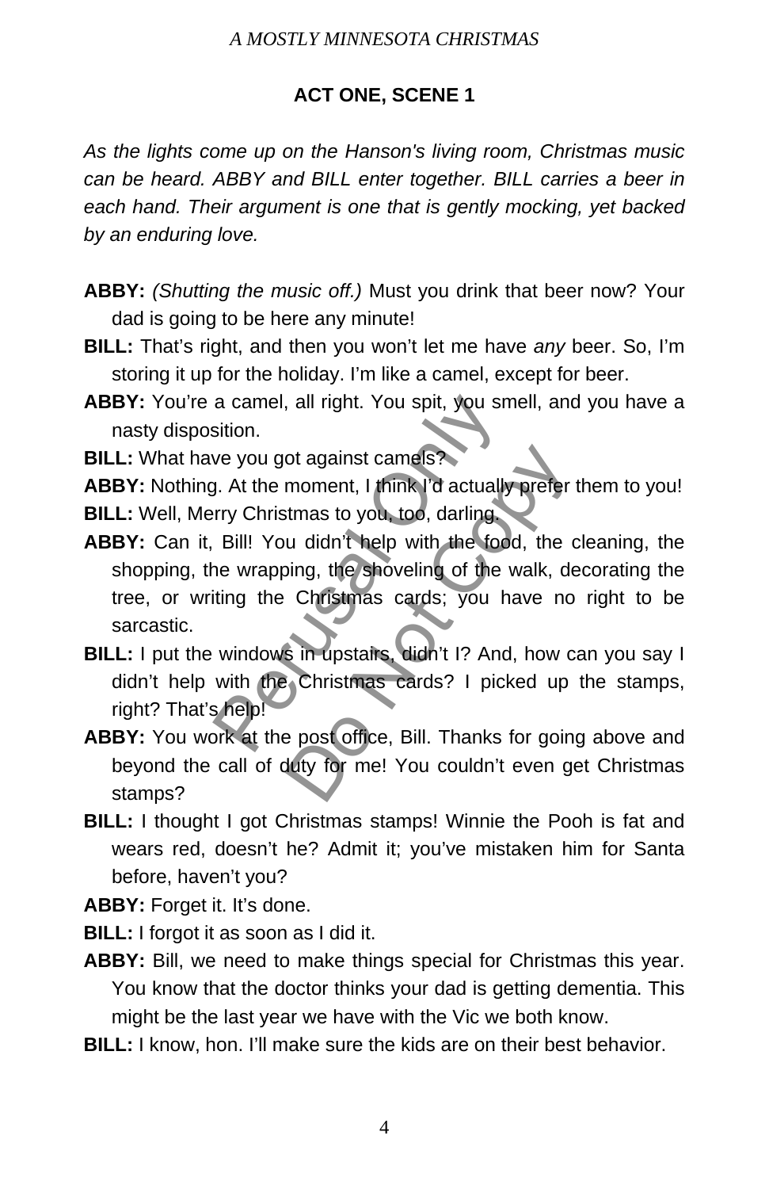## ACT ONE, SCENE 1

*As the lights come up on the Hanson's living room, Christmas music can be heard. ABBY and BILL enter together. BILL carries a beer in each hand. Their argument is one that is gently mocking, yet backed by an enduring love.*

**ABBY:** *(Shutting the music off.)* Must you drink that beer now? Your dad is going to be here any minute!

**BILL:** That's right, and then you won't let me have *any* beer. So, I'm storing it up for the holiday. I'm like a camel, except for beer.

**ABBY:** You're a camel, all right. You spit, you smell, and you have a nasty disposition.

**BILL:** What have you got against camels?

**ABBY:** Nothing. At the moment, I think I'd actually prefer them to you!

**BILL:** Well, Merry Christmas to you, too, darling.

**ABBY:** Can it, Bill! You didn't help with the food, the cleaning, the shopping, the wrapping, the shoveling of the walk, decorating the tree, or writing the Christmas cards; you have no right to be sarcastic.

**BILL:** I put the windows in upstairs, didn't I? And, how can you say I didn't help with the Christmas cards? I picked up the stamps, right? That's help!

**ABBY:** You work at the post office, Bill. Thanks for going above and beyond the call of duty for me! You couldn't even get Christmas stamps?

**BILL:** I thought I got Christmas stamps! Winnie the Pooh is fat and wears red, doesn't he? Admit it; you've mistaken him for Santa before, haven't you?

**ABBY:** Forget it. It's done.

**BILL:** I forgot it as soon as I did it.

**ABBY:** Bill, we need to make things special for Christmas this year. You know that the doctor thinks your dad is getting dementia. This might be the last year we have with the Vic we both know.

**BILL:** I know, hon. I'll make sure the kids are on their best behavior.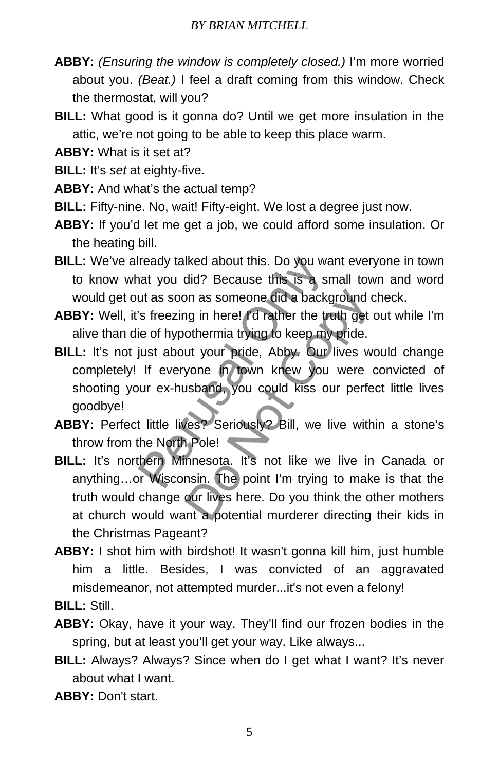**ABBY:** *(Ensuring the window is completely closed.)* I'm more worried about you. *(Beat.)* I feel a draft coming from this window. Check the thermostat, will you?

**BILL:** What good is it gonna do? Until we get more insulation in the attic, we're not going to be able to keep this place warm.

**ABBY:** What is it set at?

**BILL:** It's *set* at eighty-five.

**ABBY:** And what's the actual temp?

**BILL:** Fifty-nine. No, wait! Fifty-eight. We lost a degree just now.

**ABBY:** If you'd let me get a job, we could afford some insulation. Or the heating bill.

**BILL:** We've already talked about this. Do you want everyone in town to know what you did? Because this is a small town and word would get out as soon as someone did a background check.

**ABBY:** Well, it's freezing in here! I'd rather the truth get out while I'm alive than die of hypothermia trying to keep my pride.

**BILL:** It's not just about your pride, Abby. Our lives would change completely! If everyone in town knew you were convicted of shooting your ex-husband, you could kiss our perfect little lives goodbye!

**ABBY:** Perfect little lives? Seriously? Bill, we live within a stone's throw from the North Pole!

**BILL:** It's northern Minnesota. It's not like we live in Canada or anything…or Wisconsin. The point I'm trying to make is that the truth would change our lives here. Do you think the other mothers at church would want a potential murderer directing their kids in the Christmas Pageant?

**ABBY:** I shot him with birdshot! It wasn't gonna kill him, just humble him a little. Besides, I was convicted of an aggravated misdemeanor, not attempted murder...it's not even a felony!

**BILL:** Still.

**ABBY:** Okay, have it your way. They'll find our frozen bodies in the spring, but at least you'll get your way. Like always...

**BILL:** Always? Always? Since when do I get what I want? It's never about what I want.

**ABBY:** Don't start.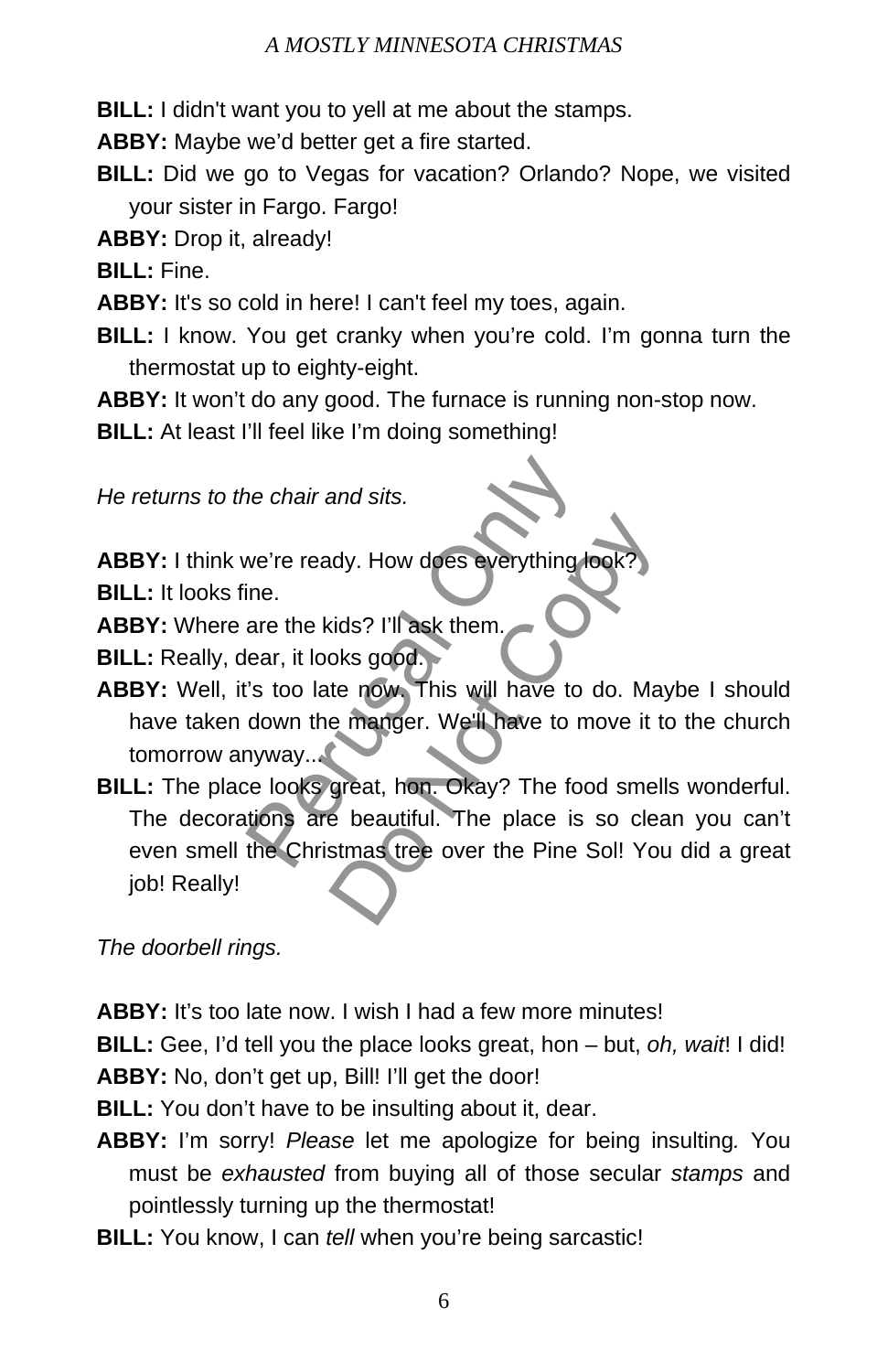**BILL:** I didn't want you to yell at me about the stamps.

**ABBY:** Maybe we'd better get a fire started.

**BILL:** Did we go to Vegas for vacation? Orlando? Nope, we visited your sister in Fargo. Fargo!

**ABBY:** Drop it, already!

**BILL:** Fine.

**ABBY:** It's so cold in here! I can't feel my toes, again.

**BILL:** I know. You get cranky when you're cold. I'm gonna turn the thermostat up to eighty-eight.

**ABBY:** It won't do any good. The furnace is running non-stop now.

**BILL:** At least I'll feel like I'm doing something!

*He returns to the chair and sits.*

**ABBY:** I think we're ready. How does everything look?

**BILL:** It looks fine.

**ABBY:** Where are the kids? I'll ask them.

**BILL:** Really, dear, it looks good.

**ABBY:** Well, it's too late now. This will have to do. Maybe I should have taken down the manger. We'll have to move it to the church tomorrow anyway...

**BILL:** The place looks great, hon. Okay? The food smells wonderful. The decorations are beautiful. The place is so clean you can't even smell the Christmas tree over the Pine Sol! You did a great job! Really!

*The doorbell rings.*

**ABBY:** It's too late now. I wish I had a few more minutes!

**BILL:** Gee, I'd tell you the place looks great, hon – but, *oh, wait*! I did!

**ABBY:** No, don't get up, Bill! I'll get the door!

**BILL:** You don't have to be insulting about it, dear.

**ABBY:** I'm sorry! *Please* let me apologize for being insulting*.* You must be *exhausted* from buying all of those secular *stamps* and pointlessly turning up the thermostat!

**BILL:** You know, I can *tell* when you're being sarcastic!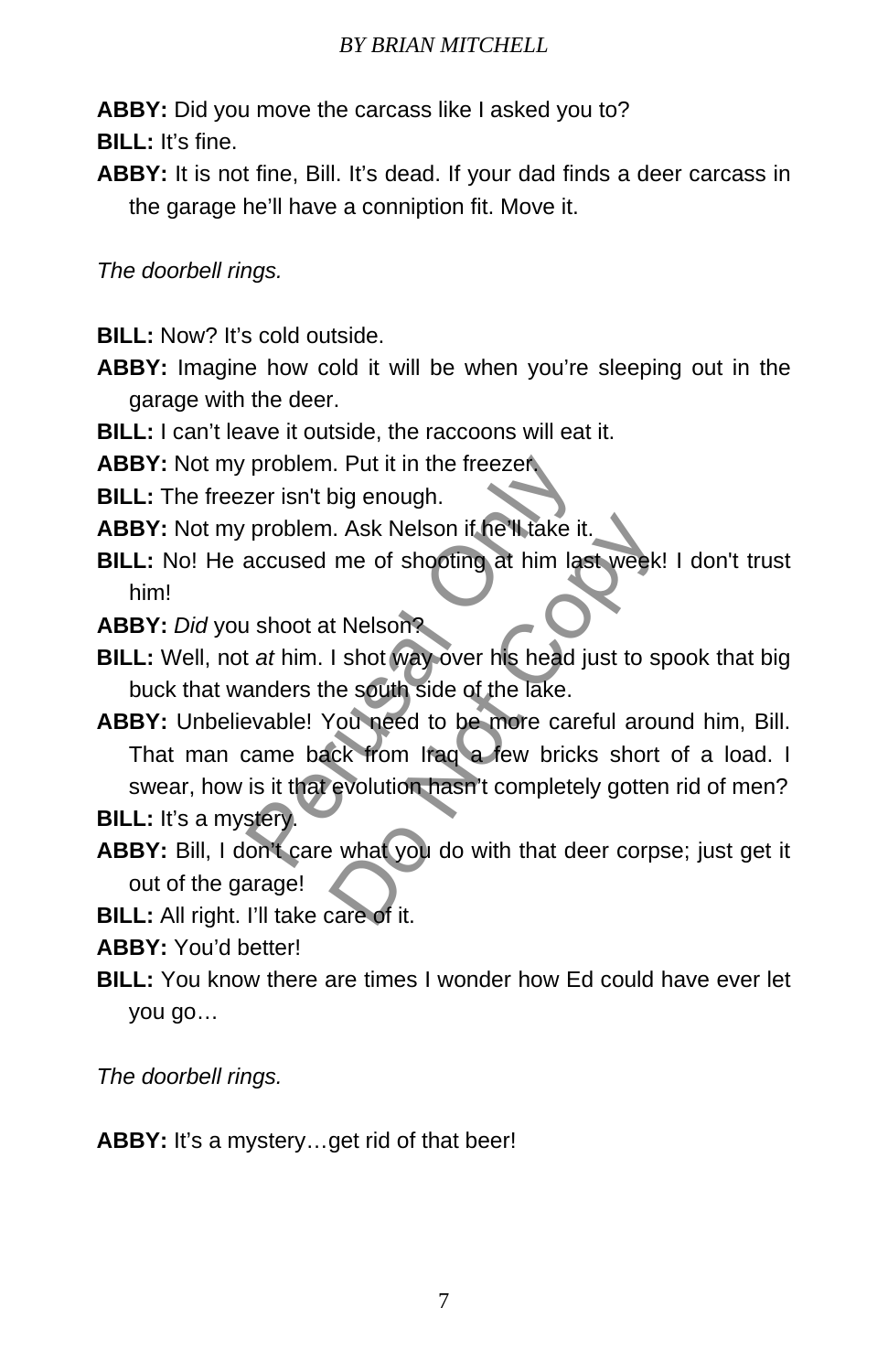**ABBY:** Did you move the carcass like I asked you to?

**BILL:** It's fine.

**ABBY:** It is not fine, Bill. It's dead. If your dad finds a deer carcass in the garage he'll have a conniption fit. Move it.

*The doorbell rings.*

**BILL:** Now? It's cold outside.

**ABBY:** Imagine how cold it will be when you're sleeping out in the garage with the deer.

**BILL:** I can't leave it outside, the raccoons will eat it.

**ABBY:** Not my problem. Put it in the freezer.

**BILL:** The freezer isn't big enough.

**ABBY:** Not my problem. Ask Nelson if he'll take it.

**BILL:** No! He accused me of shooting at him last week! I don't trust him!

**ABBY:** *Did* you shoot at Nelson?

**BILL:** Well, not *at* him. I shot way over his head just to spook that big buck that wanders the south side of the lake.

**ABBY:** Unbelievable! You need to be more careful around him, Bill. That man came back from Iraq a few bricks short of a load. I swear, how is it that evolution hasn't completely gotten rid of men?

**BILL:** It's a mystery.

**ABBY:** Bill, I don't care what you do with that deer corpse; just get it out of the garage!

**BILL:** All right. I'll take care of it.

**ABBY:** You'd better!

**BILL:** You know there are times I wonder how Ed could have ever let you go…

*The doorbell rings.*

**ABBY:** It's a mystery…get rid of that beer!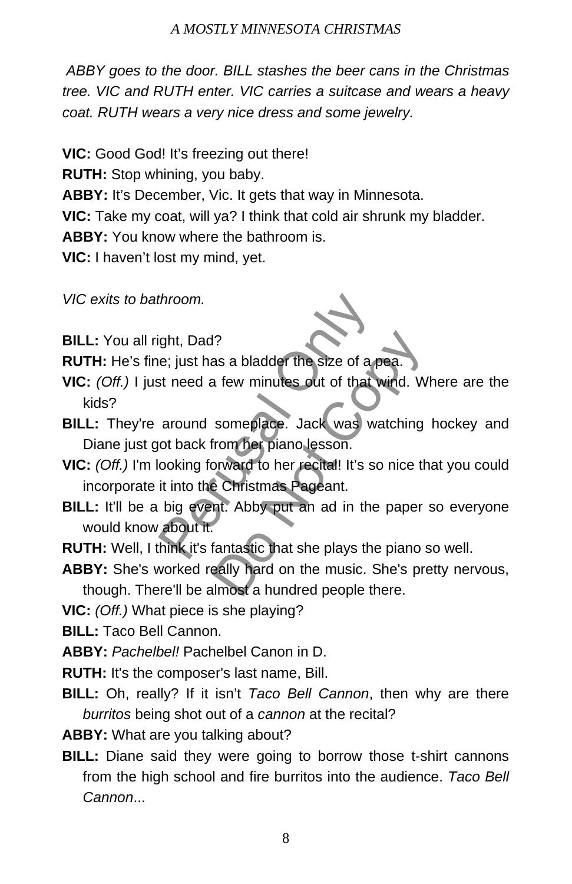*ABBY goes to the door. BILL stashes the beer cans in the Christmas tree. VIC and RUTH enter. VIC carries a suitcase and wears a heavy coat. RUTH wears a very nice dress and some jewelry.*

**VIC:** Good God! It's freezing out there!

**RUTH:** Stop whining, you baby.

**ABBY:** It's December, Vic. It gets that way in Minnesota.

**VIC:** Take my coat, will ya? I think that cold air shrunk my bladder.

**ABBY:** You know where the bathroom is.

**VIC:** I haven't lost my mind, yet.

*VIC exits to bathroom.*

**BILL:** You all right, Dad?

**RUTH:** He's fine; just has a bladder the size of a pea.

**VIC:** *(Off.)* I just need a few minutes out of that wind. Where are the kids?

**BILL:** They're around someplace. Jack was watching hockey and Diane just got back from her piano lesson.

**VIC:** *(Off.)* I'm looking forward to her recital! It's so nice that you could incorporate it into the Christmas Pageant.

**BILL:** It'll be a big event. Abby put an ad in the paper so everyone would know about it.

**RUTH:** Well, I think it's fantastic that she plays the piano so well.

**ABBY:** She's worked really hard on the music. She's pretty nervous, though. There'll be almost a hundred people there.

**VIC:** *(Off.)* What piece is she playing?

**BILL:** Taco Bell Cannon.

**ABBY:** *Pachelbel!* Pachelbel Canon in D.

**RUTH:** It's the composer's last name, Bill.

**BILL:** Oh, really? If it isn't *Taco Bell Cannon*, then why are there *burritos* being shot out of a *cannon* at the recital?

**ABBY:** What are you talking about?

**BILL:** Diane said they were going to borrow those t-shirt cannons from the high school and fire burritos into the audience. *Taco Bell Cannon*...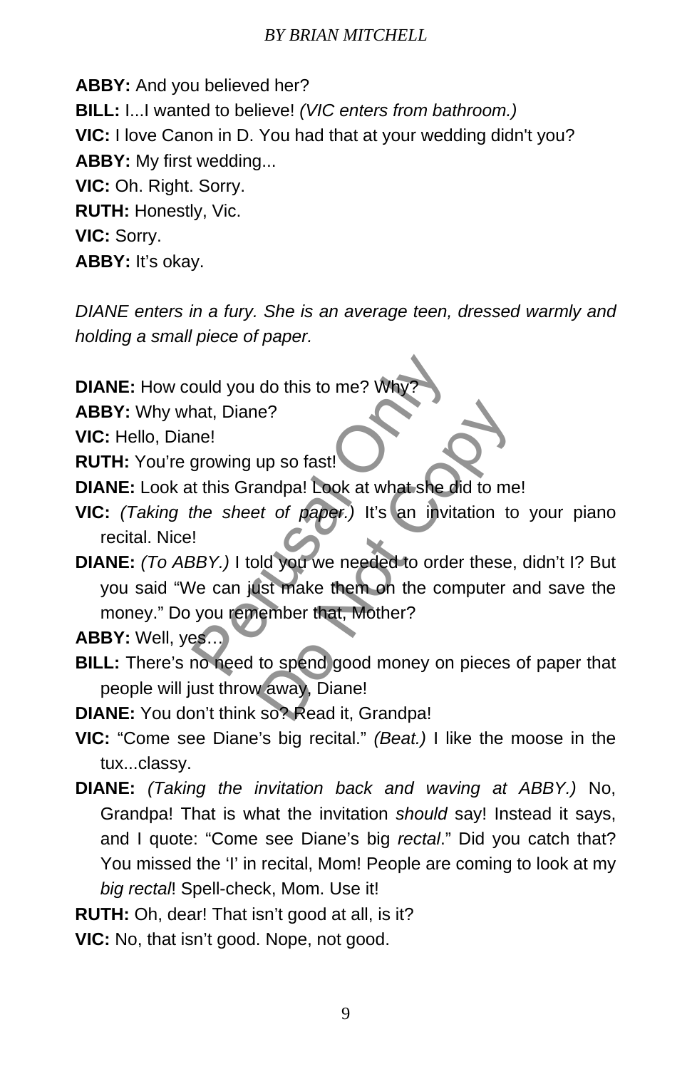**ABBY:** And you believed her?

**BILL:** I...I wanted to believe! *(VIC enters from bathroom.)*

**VIC:** I love Canon in D. You had that at your wedding didn't you?

**ABBY:** My first wedding...

**VIC:** Oh. Right. Sorry.

**RUTH:** Honestly, Vic.

**VIC:** Sorry.

**ABBY:** It's okay.

*DIANE enters in a fury. She is an average teen, dressed warmly and holding a small piece of paper.*

**DIANE:** How could you do this to me? Why?

**ABBY:** Why what, Diane?

**VIC:** Hello, Diane!

**RUTH:** You're growing up so fast!

**DIANE:** Look at this Grandpa! Look at what she did to me!

**VIC:** *(Taking the sheet of paper.)* It's an invitation to your piano recital. Nice!

**DIANE:** *(To ABBY.)* I told you we needed to order these, didn't I? But you said "We can just make them on the computer and save the money." Do you remember that, Mother?

**ABBY:** Well, yes…

**BILL:** There's no need to spend good money on pieces of paper that people will just throw away, Diane!

**DIANE:** You don't think so? Read it, Grandpa!

**VIC:** "Come see Diane's big recital." *(Beat.)* I like the moose in the tux...classy.

**DIANE:** *(Taking the invitation back and waving at ABBY.)* No, Grandpa! That is what the invitation *should* say! Instead it says, and I quote: "Come see Diane's big *rectal*." Did you catch that? You missed the 'I' in recital, Mom! People are coming to look at my *big rectal*! Spell-check, Mom. Use it!

**RUTH:** Oh, dear! That isn't good at all, is it?

**VIC:** No, that isn't good. Nope, not good.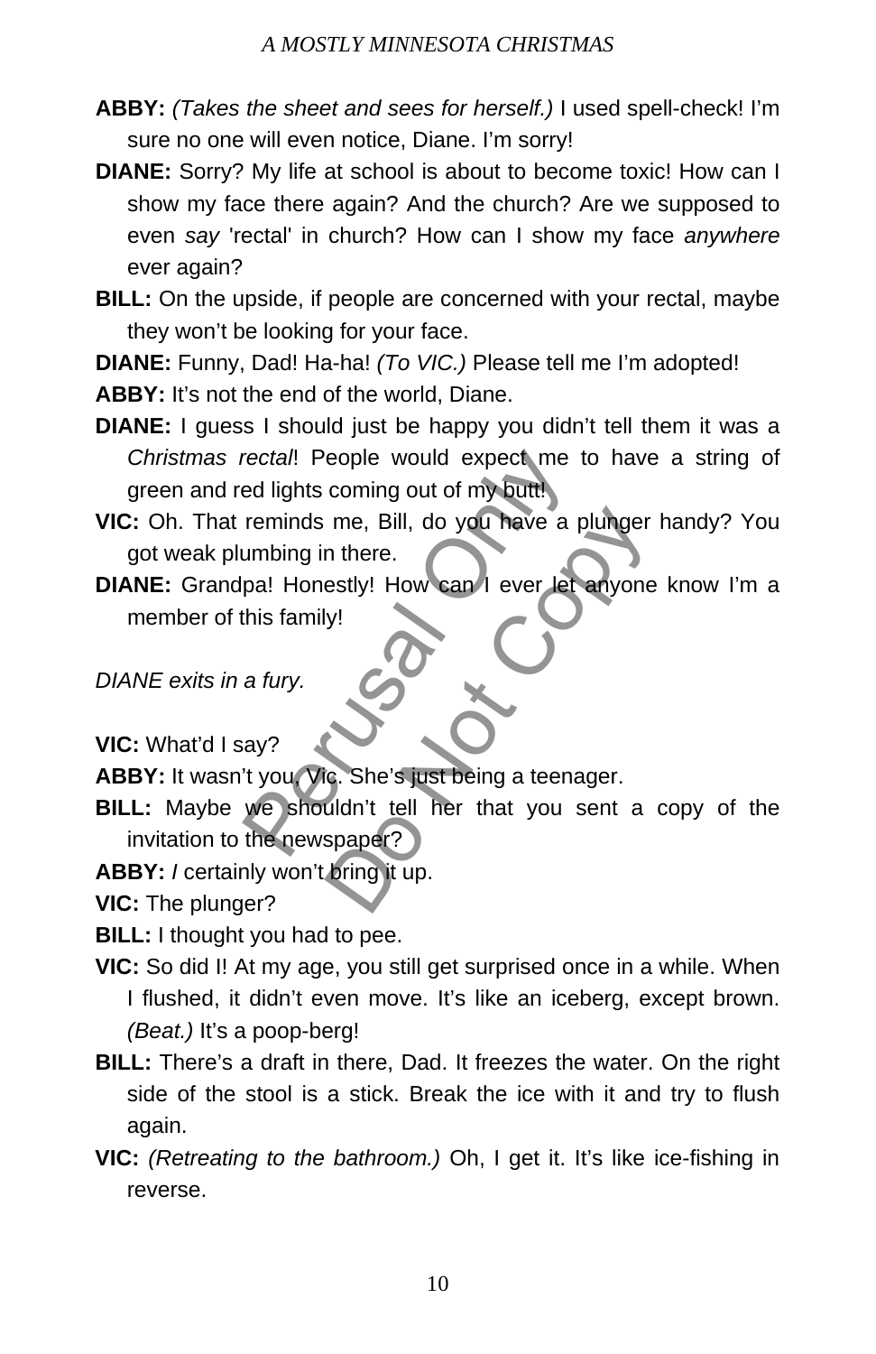**ABBY:** *(Takes the sheet and sees for herself.)* I used spell-check! I'm sure no one will even notice, Diane. I'm sorry!

**DIANE:** Sorry? My life at school is about to become toxic! How can I show my face there again? And the church? Are we supposed to even *say* 'rectal' in church? How can I show my face *anywhere* ever again?

**BILL:** On the upside, if people are concerned with your rectal, maybe they won't be looking for your face.

**DIANE:** Funny, Dad! Ha-ha! *(To VIC.)* Please tell me I'm adopted!

**ABBY:** It's not the end of the world, Diane.

**DIANE:** I guess I should just be happy you didn't tell them it was a *Christmas rectal*! People would expect me to have a string of green and red lights coming out of my butt!

**VIC:** Oh. That reminds me, Bill, do you have a plunger handy? You got weak plumbing in there.

**DIANE:** Grandpa! Honestly! How can I ever let anyone know I'm a member of this family!

*DIANE exits in a fury.*

**VIC:** What'd I say?

**ABBY:** It wasn't you, Vic. She's just being a teenager.

**BILL:** Maybe we shouldn't tell her that you sent a copy of the invitation to the newspaper?

**ABBY:** *I* certainly won't bring it up.

**VIC:** The plunger?

**BILL:** I thought you had to pee.

**VIC:** So did I! At my age, you still get surprised once in a while. When I flushed, it didn't even move. It's like an iceberg, except brown. *(Beat.)* It's a poop-berg!

**BILL:** There's a draft in there, Dad. It freezes the water. On the right side of the stool is a stick. Break the ice with it and try to flush again.

**VIC:** *(Retreating to the bathroom.)* Oh, I get it. It's like ice-fishing in reverse.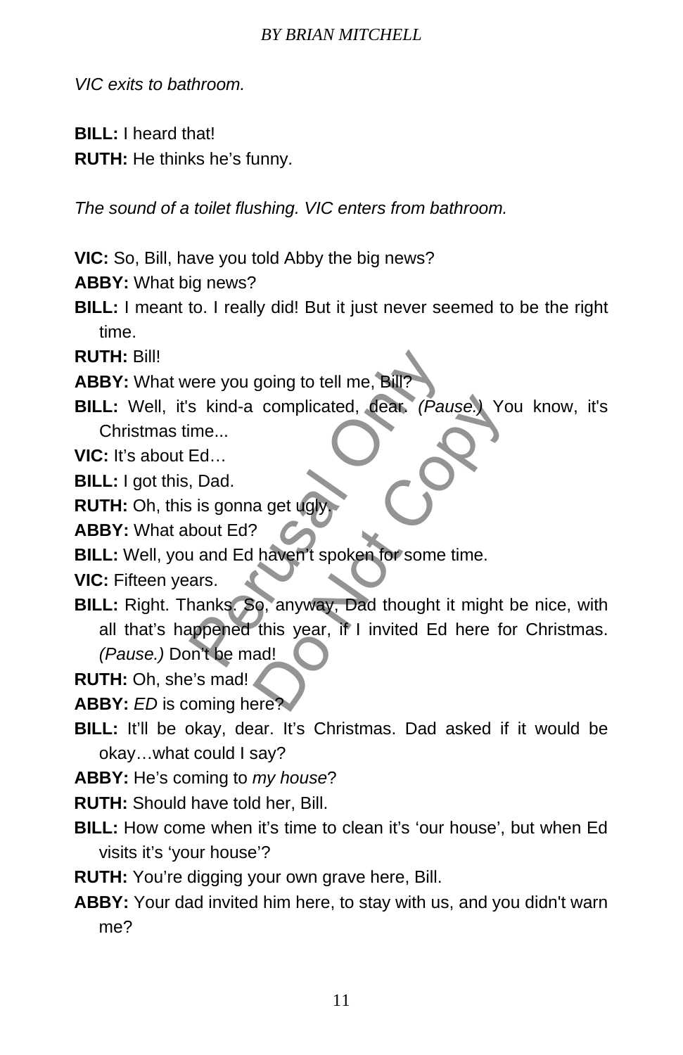*VIC exits to bathroom.*

**BILL:** I heard that!

**RUTH:** He thinks he's funny.

*The sound of a toilet flushing. VIC enters from bathroom.*

**VIC:** So, Bill, have you told Abby the big news?

**ABBY:** What big news?

**BILL:** I meant to. I really did! But it just never seemed to be the right time.

**RUTH:** Bill!

**ABBY:** What were you going to tell me, Bill?

**BILL:** Well, it's kind-a complicated, dear. *(Pause.)* You know, it's Christmas time...

**VIC:** It's about Ed…

**BILL:** I got this, Dad.

**RUTH:** Oh, this is gonna get ugly.

**ABBY:** What about Ed?

**BILL:** Well, you and Ed haven't spoken for some time.

**VIC:** Fifteen years.

**BILL:** Right. Thanks. So, anyway, Dad thought it might be nice, with all that's happened this year, if I invited Ed here for Christmas. *(Pause.)* Don't be mad!

**RUTH:** Oh, she's mad!

**ABBY:** *ED* is coming here?

**BILL:** It'll be okay, dear. It's Christmas. Dad asked if it would be okay…what could I say?

**ABBY:** He's coming to *my house*?

**RUTH:** Should have told her, Bill.

**BILL:** How come when it's time to clean it's 'our house', but when Ed visits it's 'your house'?

**RUTH:** You're digging your own grave here, Bill.

**ABBY:** Your dad invited him here, to stay with us, and you didn't warn me?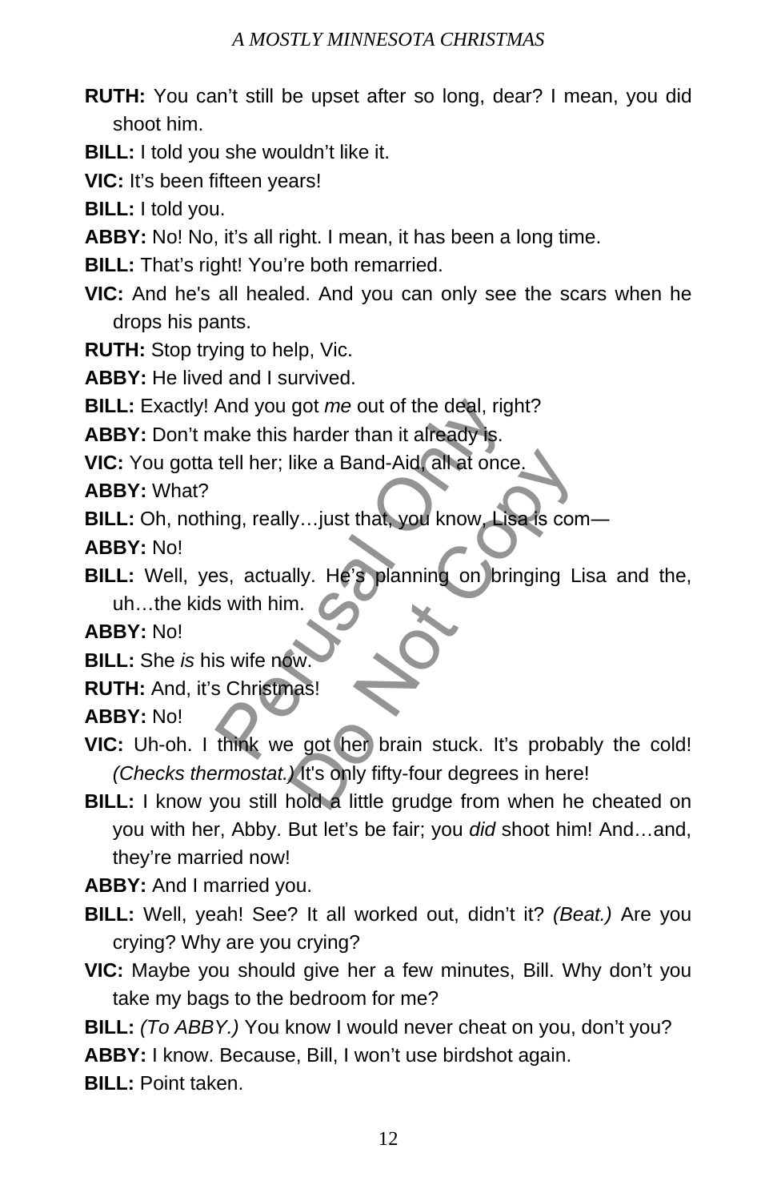**RUTH:** You can't still be upset after so long, dear? I mean, you did shoot him.

**BILL:** I told you she wouldn't like it.

**VIC:** It's been fifteen years!

**BILL:** I told you.

**ABBY:** No! No, it's all right. I mean, it has been a long time.

**BILL:** That's right! You're both remarried.

**VIC:** And he's all healed. And you can only see the scars when he drops his pants.

**RUTH:** Stop trying to help, Vic.

**ABBY:** He lived and I survived.

**BILL:** Exactly! And you got *me* out of the deal, right?

**ABBY:** Don't make this harder than it already is.

**VIC:** You gotta tell her; like a Band-Aid, all at once.

**ABBY:** What?

**BILL:** Oh, nothing, really…just that, you know, Lisa is com—

**ABBY:** No!

**BILL:** Well, yes, actually. He's planning on bringing Lisa and the, uh…the kids with him.

**ABBY:** No!

**BILL:** She *is* his wife now.

**RUTH:** And, it's Christmas!

**ABBY:** No!

**VIC:** Uh-oh. I think we got her brain stuck. It's probably the cold! *(Checks thermostat.)* It's only fifty-four degrees in here!

**BILL:** I know you still hold a little grudge from when he cheated on you with her, Abby. But let's be fair; you *did* shoot him! And…and, they're married now!

**ABBY:** And I married you.

**BILL:** Well, yeah! See? It all worked out, didn't it? *(Beat.)* Are you crying? Why are you crying?

**VIC:** Maybe you should give her a few minutes, Bill. Why don't you take my bags to the bedroom for me?

**BILL:** *(To ABBY.)* You know I would never cheat on you, don't you?

**ABBY:** I know. Because, Bill, I won't use birdshot again.

**BILL:** Point taken.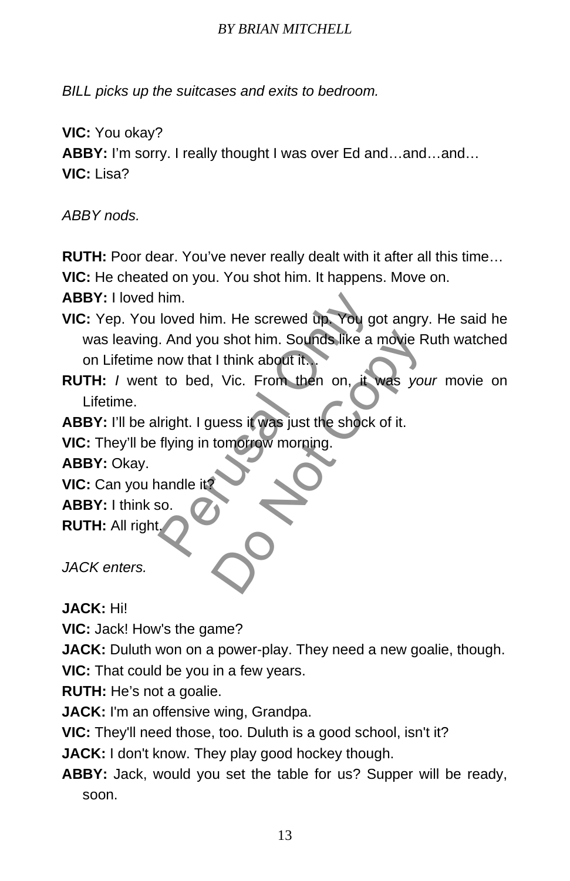*BILL picks up the suitcases and exits to bedroom.*

**VIC:** You okay?
**ABBY:** I'm sorry. I really thought I was over Ed and…and…and…
**VIC:** Lisa?

*ABBY nods.*

**RUTH:** Poor dear. You've never really dealt with it after all this time…
**VIC:** He cheated on you. You shot him. It happens. Move on.
**ABBY:** I loved him.
**VIC:** Yep. You loved him. He screwed up. You got angry. He said he was leaving. And you shot him. Sounds like a movie Ruth watched on Lifetime now that I think about it…
**RUTH:** *I* went to bed, Vic. From then on, it was *your* movie on Lifetime.
**ABBY:** I'll be alright. I guess it was just the shock of it.
**VIC:** They'll be flying in tomorrow morning.
**ABBY:** Okay.
**VIC:** Can you handle it?
**ABBY:** I think so.
**RUTH:** All right.

*JACK enters.*

**JACK:** Hi!
**VIC:** Jack! How's the game?
**JACK:** Duluth won on a power-play. They need a new goalie, though.
**VIC:** That could be you in a few years.
**RUTH:** He's not a goalie.
**JACK:** I'm an offensive wing, Grandpa.
**VIC:** They'll need those, too. Duluth is a good school, isn't it?
**JACK:** I don't know. They play good hockey though.
**ABBY:** Jack, would you set the table for us? Supper will be ready, soon.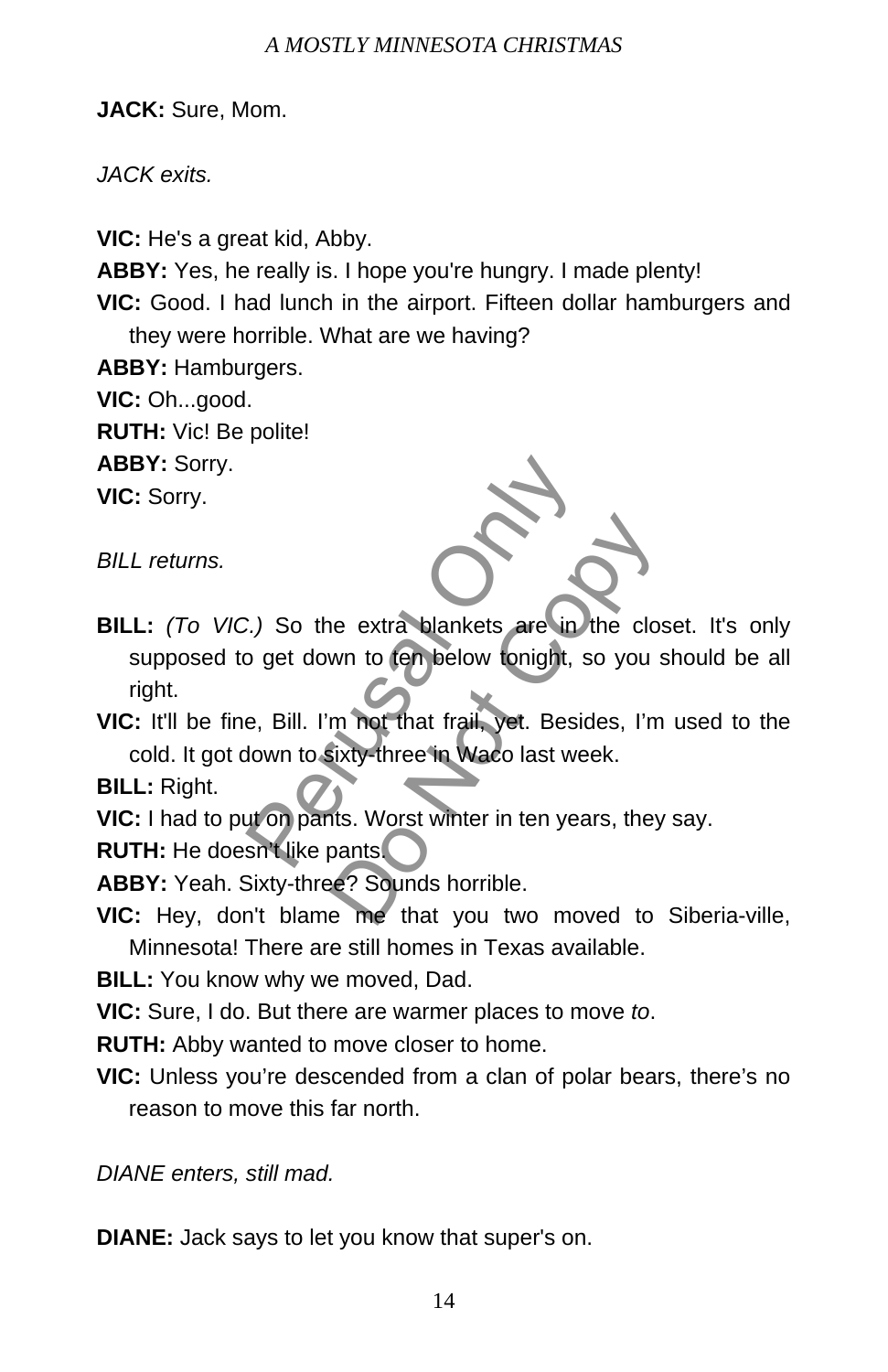**JACK:** Sure, Mom.

*JACK exits.*

**VIC:** He's a great kid, Abby.

**ABBY:** Yes, he really is. I hope you're hungry. I made plenty!

**VIC:** Good. I had lunch in the airport. Fifteen dollar hamburgers and they were horrible. What are we having?

**ABBY:** Hamburgers.

**VIC:** Oh...good.

**RUTH:** Vic! Be polite!

**ABBY:** Sorry.

**VIC:** Sorry.

*BILL returns.*

**BILL:** *(To VIC.)* So the extra blankets are in the closet. It's only supposed to get down to ten below tonight, so you should be all right.

**VIC:** It'll be fine, Bill. I'm not that frail, yet. Besides, I'm used to the cold. It got down to sixty-three in Waco last week.

**BILL:** Right.

**VIC:** I had to put on pants. Worst winter in ten years, they say.

**RUTH:** He doesn't like pants.

**ABBY:** Yeah. Sixty-three? Sounds horrible.

**VIC:** Hey, don't blame me that you two moved to Siberia-ville, Minnesota! There are still homes in Texas available.

**BILL:** You know why we moved, Dad.

**VIC:** Sure, I do. But there are warmer places to move *to*.

**RUTH:** Abby wanted to move closer to home.

**VIC:** Unless you're descended from a clan of polar bears, there's no reason to move this far north.

*DIANE enters, still mad.*

**DIANE:** Jack says to let you know that super's on.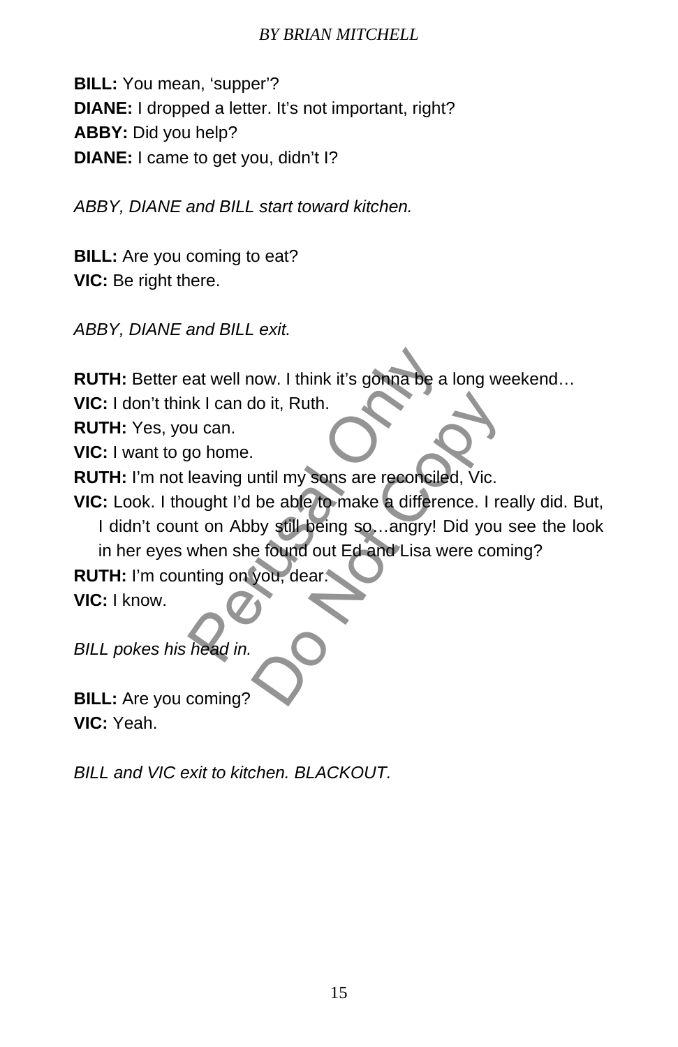**BILL:** You mean, ‘supper’?
**DIANE:** I dropped a letter. It’s not important, right?
**ABBY:** Did you help?
**DIANE:** I came to get you, didn’t I?

*ABBY, DIANE and BILL start toward kitchen.*

**BILL:** Are you coming to eat?
**VIC:** Be right there.

*ABBY, DIANE and BILL exit.*

**RUTH:** Better eat well now. I think it’s gonna be a long weekend…
**VIC:** I don’t think I can do it, Ruth.
**RUTH:** Yes, you can.
**VIC:** I want to go home.
**RUTH:** I’m not leaving until my sons are reconciled, Vic.
**VIC:** Look. I thought I’d be able to make a difference. I really did. But, I didn’t count on Abby still being so…angry! Did you see the look in her eyes when she found out Ed and Lisa were coming?
**RUTH:** I’m counting on you, dear.
**VIC:** I know.

*BILL pokes his head in.*

**BILL:** Are you coming?
**VIC:** Yeah.

*BILL and VIC exit to kitchen. BLACKOUT.*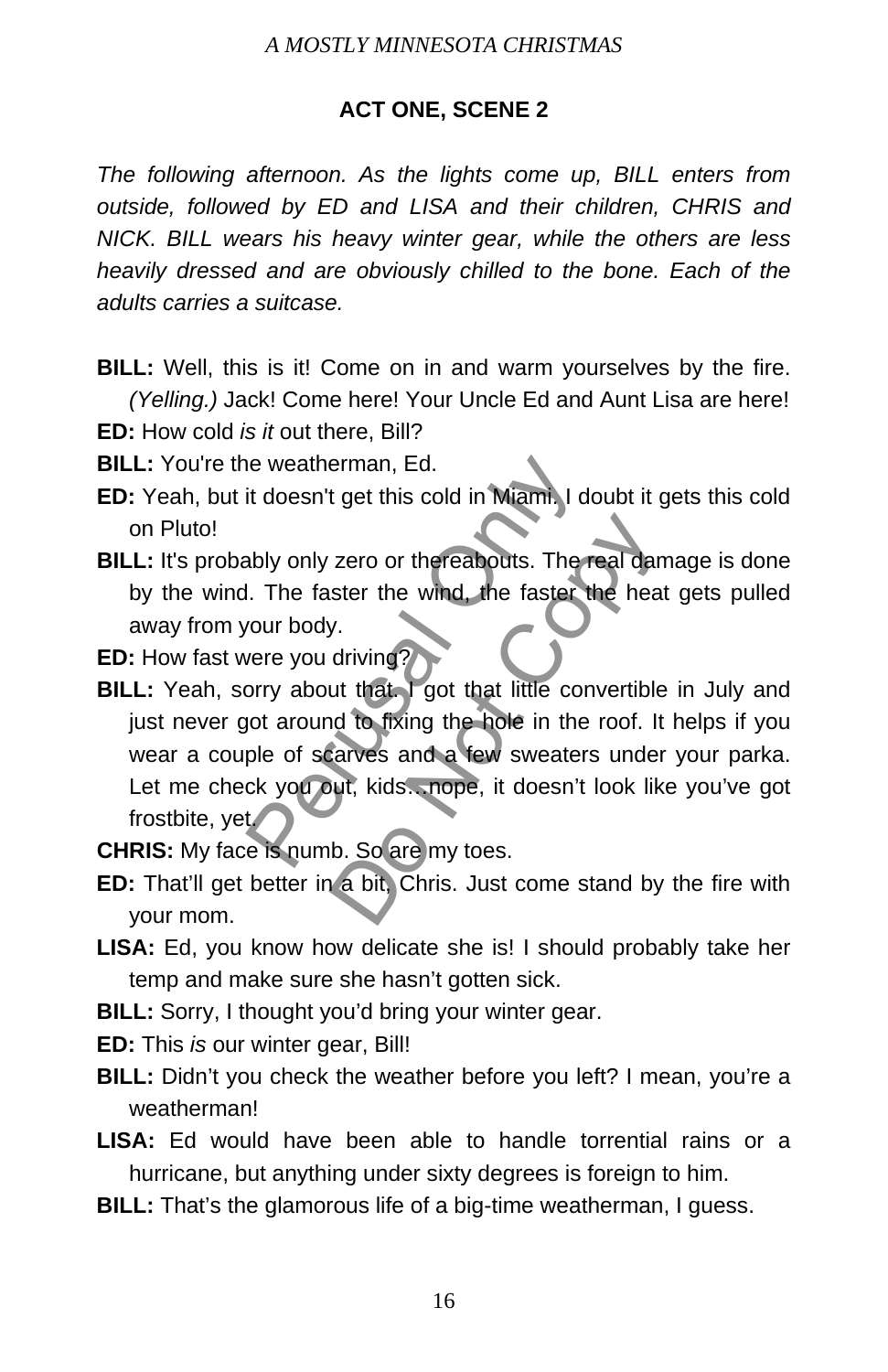**ACT ONE, SCENE 2**

*The following afternoon. As the lights come up, BILL enters from outside, followed by ED and LISA and their children, CHRIS and NICK. BILL wears his heavy winter gear, while the others are less heavily dressed and are obviously chilled to the bone. Each of the adults carries a suitcase.*

**BILL:** Well, this is it! Come on in and warm yourselves by the fire. *(Yelling.)* Jack! Come here! Your Uncle Ed and Aunt Lisa are here!

**ED:** How cold *is it* out there, Bill?

**BILL:** You're the weatherman, Ed.

**ED:** Yeah, but it doesn't get this cold in Miami. I doubt it gets this cold on Pluto!

**BILL:** It's probably only zero or thereabouts. The real damage is done by the wind. The faster the wind, the faster the heat gets pulled away from your body.

**ED:** How fast were you driving?

**BILL:** Yeah, sorry about that. I got that little convertible in July and just never got around to fixing the hole in the roof. It helps if you wear a couple of scarves and a few sweaters under your parka. Let me check you out, kids…nope, it doesn't look like you've got frostbite, yet.

**CHRIS:** My face is numb. So are my toes.

**ED:** That'll get better in a bit, Chris. Just come stand by the fire with your mom.

**LISA:** Ed, you know how delicate she is! I should probably take her temp and make sure she hasn't gotten sick.

**BILL:** Sorry, I thought you'd bring your winter gear.

**ED:** This *is* our winter gear, Bill!

**BILL:** Didn't you check the weather before you left? I mean, you're a weatherman!

**LISA:** Ed would have been able to handle torrential rains or a hurricane, but anything under sixty degrees is foreign to him.

**BILL:** That's the glamorous life of a big-time weatherman, I guess.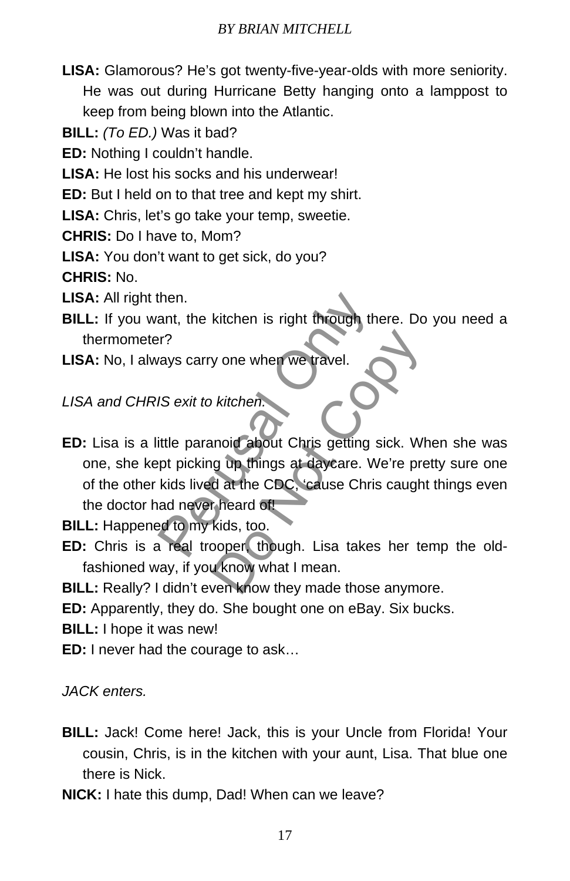**LISA:** Glamorous? He's got twenty-five-year-olds with more seniority. He was out during Hurricane Betty hanging onto a lamppost to keep from being blown into the Atlantic.

**BILL:** *(To ED.)* Was it bad?

**ED:** Nothing I couldn't handle.

**LISA:** He lost his socks and his underwear!

**ED:** But I held on to that tree and kept my shirt.

**LISA:** Chris, let's go take your temp, sweetie.

**CHRIS:** Do I have to, Mom?

**LISA:** You don't want to get sick, do you?

**CHRIS:** No.

**LISA:** All right then.

**BILL:** If you want, the kitchen is right through there. Do you need a thermometer?

**LISA:** No, I always carry one when we travel.

*LISA and CHRIS exit to kitchen.*

**ED:** Lisa is a little paranoid about Chris getting sick. When she was one, she kept picking up things at daycare. We're pretty sure one of the other kids lived at the CDC, 'cause Chris caught things even the doctor had never heard of!

**BILL:** Happened to my kids, too.

**ED:** Chris is a real trooper, though. Lisa takes her temp the old-fashioned way, if you know what I mean.

**BILL:** Really? I didn't even know they made those anymore.

**ED:** Apparently, they do. She bought one on eBay. Six bucks.

**BILL:** I hope it was new!

**ED:** I never had the courage to ask…

*JACK enters.*

**BILL:** Jack! Come here! Jack, this is your Uncle from Florida! Your cousin, Chris, is in the kitchen with your aunt, Lisa. That blue one there is Nick.

**NICK:** I hate this dump, Dad! When can we leave?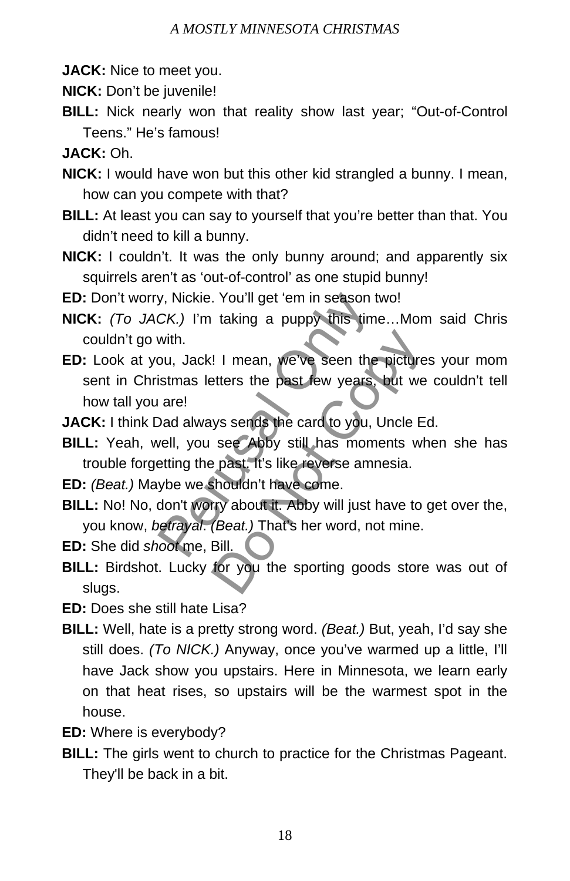**JACK:** Nice to meet you.

**NICK:** Don't be juvenile!

**BILL:** Nick nearly won that reality show last year; "Out-of-Control Teens." He's famous!

**JACK:** Oh.

**NICK:** I would have won but this other kid strangled a bunny. I mean, how can you compete with that?

**BILL:** At least you can say to yourself that you're better than that. You didn't need to kill a bunny.

**NICK:** I couldn't. It was the only bunny around; and apparently six squirrels aren't as 'out-of-control' as one stupid bunny!

**ED:** Don't worry, Nickie. You'll get 'em in season two!

**NICK:** *(To JACK.)* I'm taking a puppy this time…Mom said Chris couldn't go with.

**ED:** Look at you, Jack! I mean, we've seen the pictures your mom sent in Christmas letters the past few years, but we couldn't tell how tall you are!

**JACK:** I think Dad always sends the card to you, Uncle Ed.

**BILL:** Yeah, well, you see Abby still has moments when she has trouble forgetting the past. It's like reverse amnesia.

**ED:** *(Beat.)* Maybe we shouldn't have come.

**BILL:** No! No, don't worry about it. Abby will just have to get over the, you know, *betrayal*. *(Beat.)* That's her word, not mine.

**ED:** She did *shoot* me, Bill.

**BILL:** Birdshot. Lucky for you the sporting goods store was out of slugs.

**ED:** Does she still hate Lisa?

**BILL:** Well, hate is a pretty strong word. *(Beat.)* But, yeah, I'd say she still does. *(To NICK.)* Anyway, once you've warmed up a little, I'll have Jack show you upstairs. Here in Minnesota, we learn early on that heat rises, so upstairs will be the warmest spot in the house.

**ED:** Where is everybody?

**BILL:** The girls went to church to practice for the Christmas Pageant. They'll be back in a bit.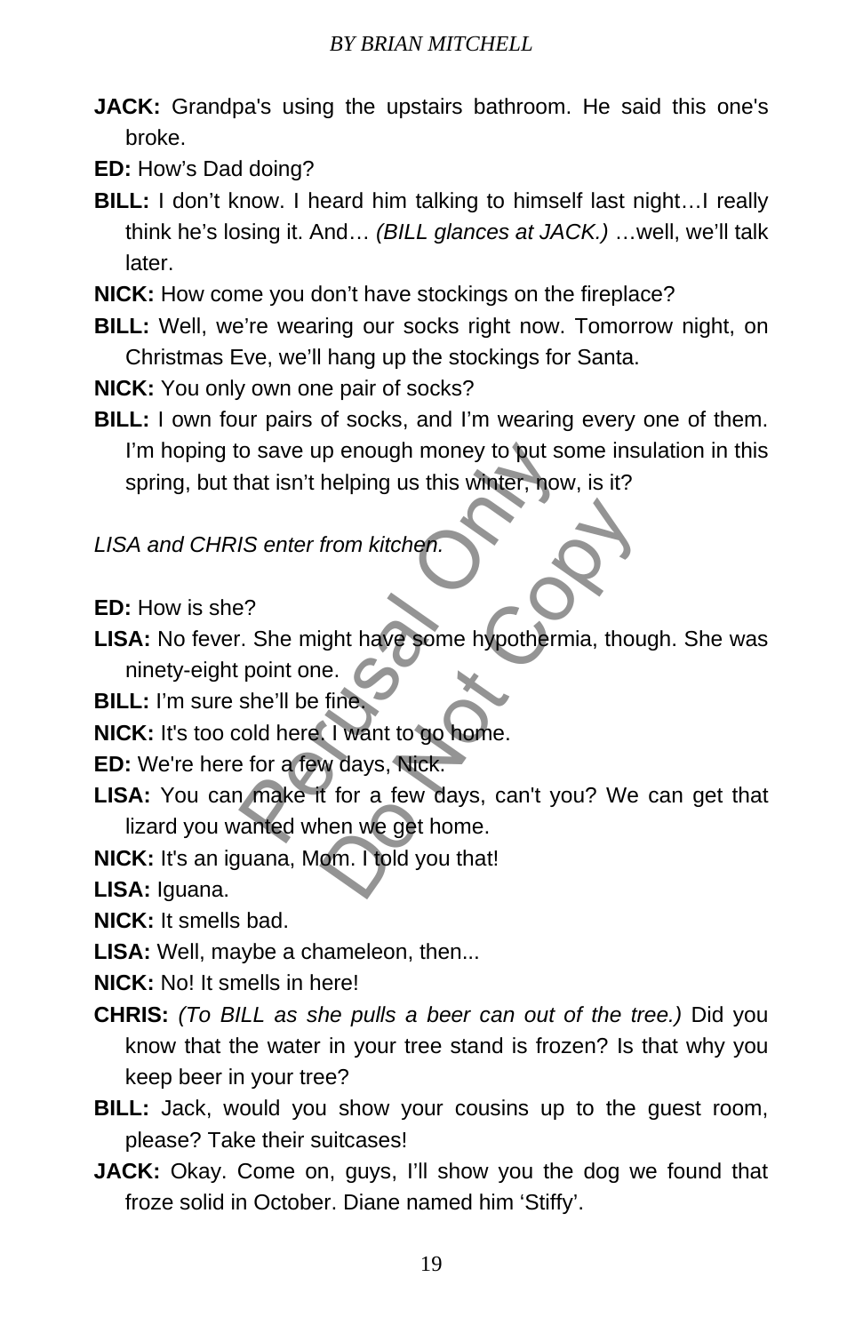**JACK:** Grandpa's using the upstairs bathroom. He said this one's broke.

**ED:** How's Dad doing?

**BILL:** I don't know. I heard him talking to himself last night…I really think he's losing it. And… *(BILL glances at JACK.)* …well, we'll talk later.

**NICK:** How come you don't have stockings on the fireplace?

**BILL:** Well, we're wearing our socks right now. Tomorrow night, on Christmas Eve, we'll hang up the stockings for Santa.

**NICK:** You only own one pair of socks?

**BILL:** I own four pairs of socks, and I'm wearing every one of them. I'm hoping to save up enough money to put some insulation in this spring, but that isn't helping us this winter, now, is it?

*LISA and CHRIS enter from kitchen.*

**ED:** How is she?

**LISA:** No fever. She might have some hypothermia, though. She was ninety-eight point one.

**BILL:** I'm sure she'll be fine.

**NICK:** It's too cold here. I want to go home.

**ED:** We're here for a few days, Nick.

**LISA:** You can make it for a few days, can't you? We can get that lizard you wanted when we get home.

**NICK:** It's an iguana, Mom. I told you that!

**LISA:** Iguana.

**NICK:** It smells bad.

**LISA:** Well, maybe a chameleon, then...

**NICK:** No! It smells in here!

**CHRIS:** *(To BILL as she pulls a beer can out of the tree.)* Did you know that the water in your tree stand is frozen? Is that why you keep beer in your tree?

**BILL:** Jack, would you show your cousins up to the guest room, please? Take their suitcases!

**JACK:** Okay. Come on, guys, I'll show you the dog we found that froze solid in October. Diane named him 'Stiffy'.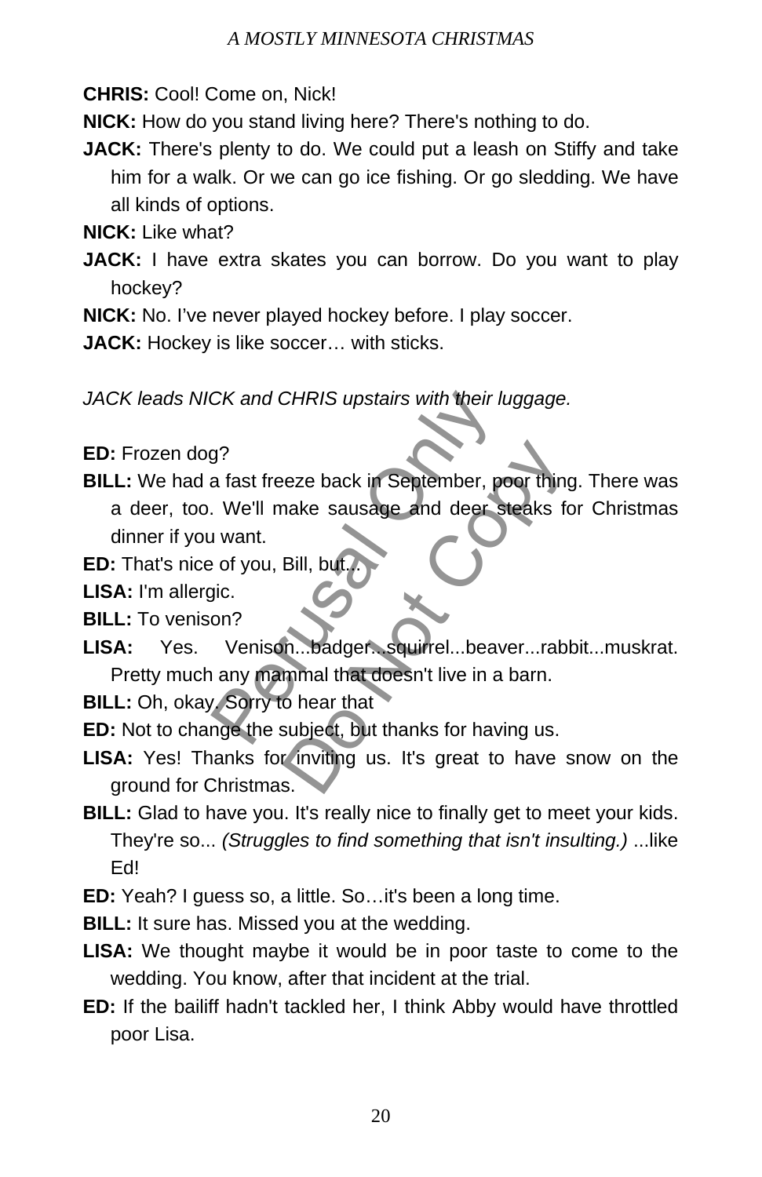**CHRIS:** Cool! Come on, Nick!

**NICK:** How do you stand living here? There's nothing to do.

**JACK:** There's plenty to do. We could put a leash on Stiffy and take him for a walk. Or we can go ice fishing. Or go sledding. We have all kinds of options.

**NICK:** Like what?

**JACK:** I have extra skates you can borrow. Do you want to play hockey?

**NICK:** No. I've never played hockey before. I play soccer.

**JACK:** Hockey is like soccer… with sticks.

*JACK leads NICK and CHRIS upstairs with their luggage.*

**ED:** Frozen dog?

**BILL:** We had a fast freeze back in September, poor thing. There was a deer, too. We'll make sausage and deer steaks for Christmas dinner if you want.

**ED:** That's nice of you, Bill, but...

**LISA:** I'm allergic.

**BILL:** To venison?

**LISA:** Yes. Venison...badger...squirrel...beaver...rabbit...muskrat. Pretty much any mammal that doesn't live in a barn.

**BILL:** Oh, okay. Sorry to hear that

**ED:** Not to change the subject, but thanks for having us.

**LISA:** Yes! Thanks for inviting us. It's great to have snow on the ground for Christmas.

**BILL:** Glad to have you. It's really nice to finally get to meet your kids. They're so... *(Struggles to find something that isn't insulting.)* ...like Ed!

**ED:** Yeah? I guess so, a little. So…it's been a long time.

**BILL:** It sure has. Missed you at the wedding.

**LISA:** We thought maybe it would be in poor taste to come to the wedding. You know, after that incident at the trial.

**ED:** If the bailiff hadn't tackled her, I think Abby would have throttled poor Lisa.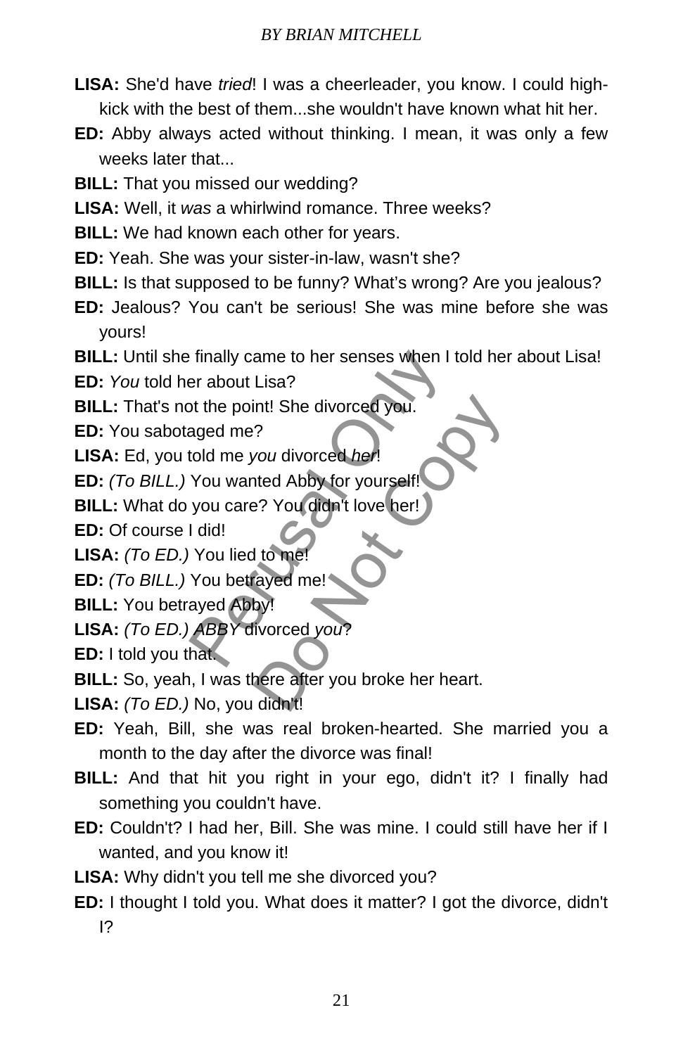**LISA:** She'd have *tried*! I was a cheerleader, you know. I could high-kick with the best of them...she wouldn't have known what hit her.

**ED:** Abby always acted without thinking. I mean, it was only a few weeks later that...

**BILL:** That you missed our wedding?

**LISA:** Well, it *was* a whirlwind romance. Three weeks?

**BILL:** We had known each other for years.

**ED:** Yeah. She was your sister-in-law, wasn't she?

**BILL:** Is that supposed to be funny? What's wrong? Are you jealous?

**ED:** Jealous? You can't be serious! She was mine before she was yours!

**BILL:** Until she finally came to her senses when I told her about Lisa!

**ED:** *You* told her about Lisa?

**BILL:** That's not the point! She divorced you.

**ED:** You sabotaged me?

**LISA:** Ed, you told me *you* divorced *her*!

**ED:** *(To BILL.)* You wanted Abby for yourself!

**BILL:** What do you care? You didn't love her!

**ED:** Of course I did!

**LISA:** *(To ED.)* You lied to me!

**ED:** *(To BILL.)* You betrayed me!

**BILL:** You betrayed Abby!

**LISA:** *(To ED.) ABBY* divorced *you*?

**ED:** I told you that.

**BILL:** So, yeah, I was there after you broke her heart.

**LISA:** *(To ED.)* No, you didn't!

**ED:** Yeah, Bill, she was real broken-hearted. She married you a month to the day after the divorce was final!

**BILL:** And that hit you right in your ego, didn't it? I finally had something you couldn't have.

**ED:** Couldn't? I had her, Bill. She was mine. I could still have her if I wanted, and you know it!

**LISA:** Why didn't you tell me she divorced you?

**ED:** I thought I told you. What does it matter? I got the divorce, didn't I?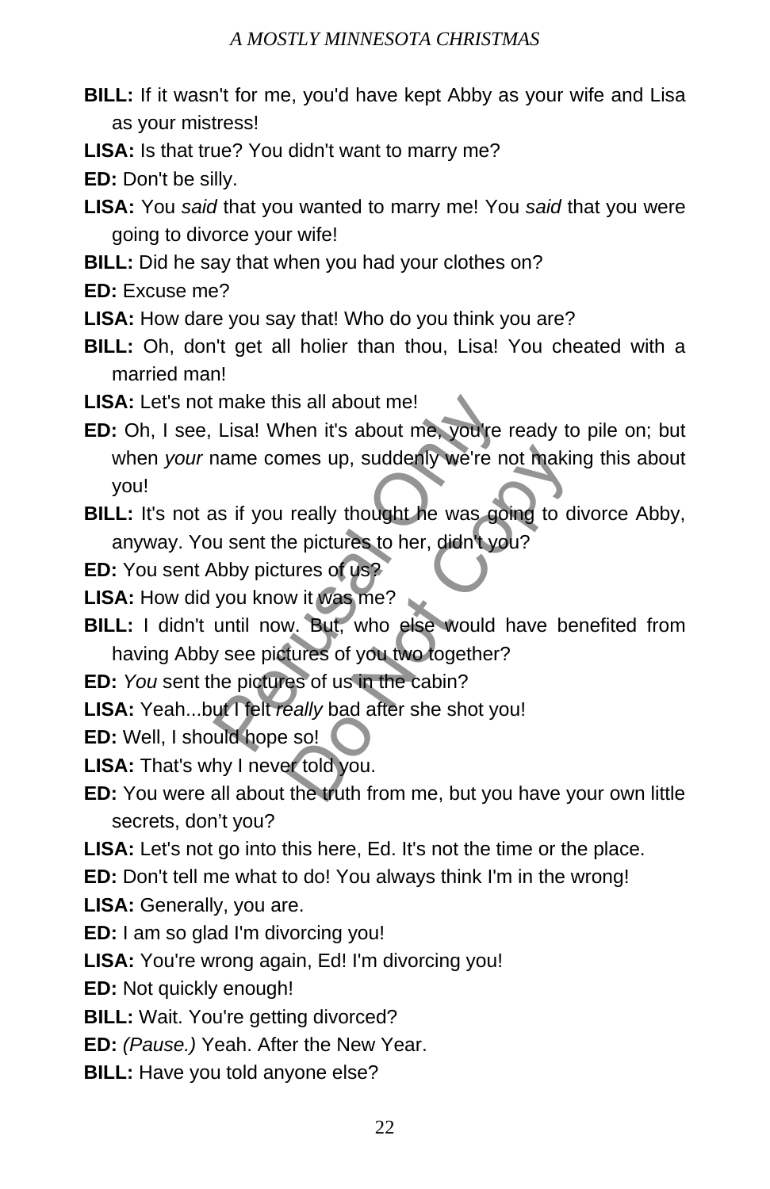**BILL:** If it wasn't for me, you'd have kept Abby as your wife and Lisa as your mistress!

**LISA:** Is that true? You didn't want to marry me?

**ED:** Don't be silly.

**LISA:** You *said* that you wanted to marry me! You *said* that you were going to divorce your wife!

**BILL:** Did he say that when you had your clothes on?

**ED:** Excuse me?

**LISA:** How dare you say that! Who do you think you are?

**BILL:** Oh, don't get all holier than thou, Lisa! You cheated with a married man!

**LISA:** Let's not make this all about me!

**ED:** Oh, I see, Lisa! When it's about me, you're ready to pile on; but when *your* name comes up, suddenly we're not making this about you!

**BILL:** It's not as if you really thought he was going to divorce Abby, anyway. You sent the pictures to her, didn't you?

**ED:** You sent Abby pictures of us?

**LISA:** How did you know it was me?

**BILL:** I didn't until now. But, who else would have benefited from having Abby see pictures of you two together?

**ED:** *You* sent the pictures of us in the cabin?

**LISA:** Yeah...but I felt *really* bad after she shot you!

**ED:** Well, I should hope so!

**LISA:** That's why I never told you.

**ED:** You were all about the truth from me, but you have your own little secrets, don't you?

**LISA:** Let's not go into this here, Ed. It's not the time or the place.

**ED:** Don't tell me what to do! You always think I'm in the wrong!

**LISA:** Generally, you are.

**ED:** I am so glad I'm divorcing you!

**LISA:** You're wrong again, Ed! I'm divorcing you!

**ED:** Not quickly enough!

**BILL:** Wait. You're getting divorced?

**ED:** *(Pause.)* Yeah. After the New Year.

**BILL:** Have you told anyone else?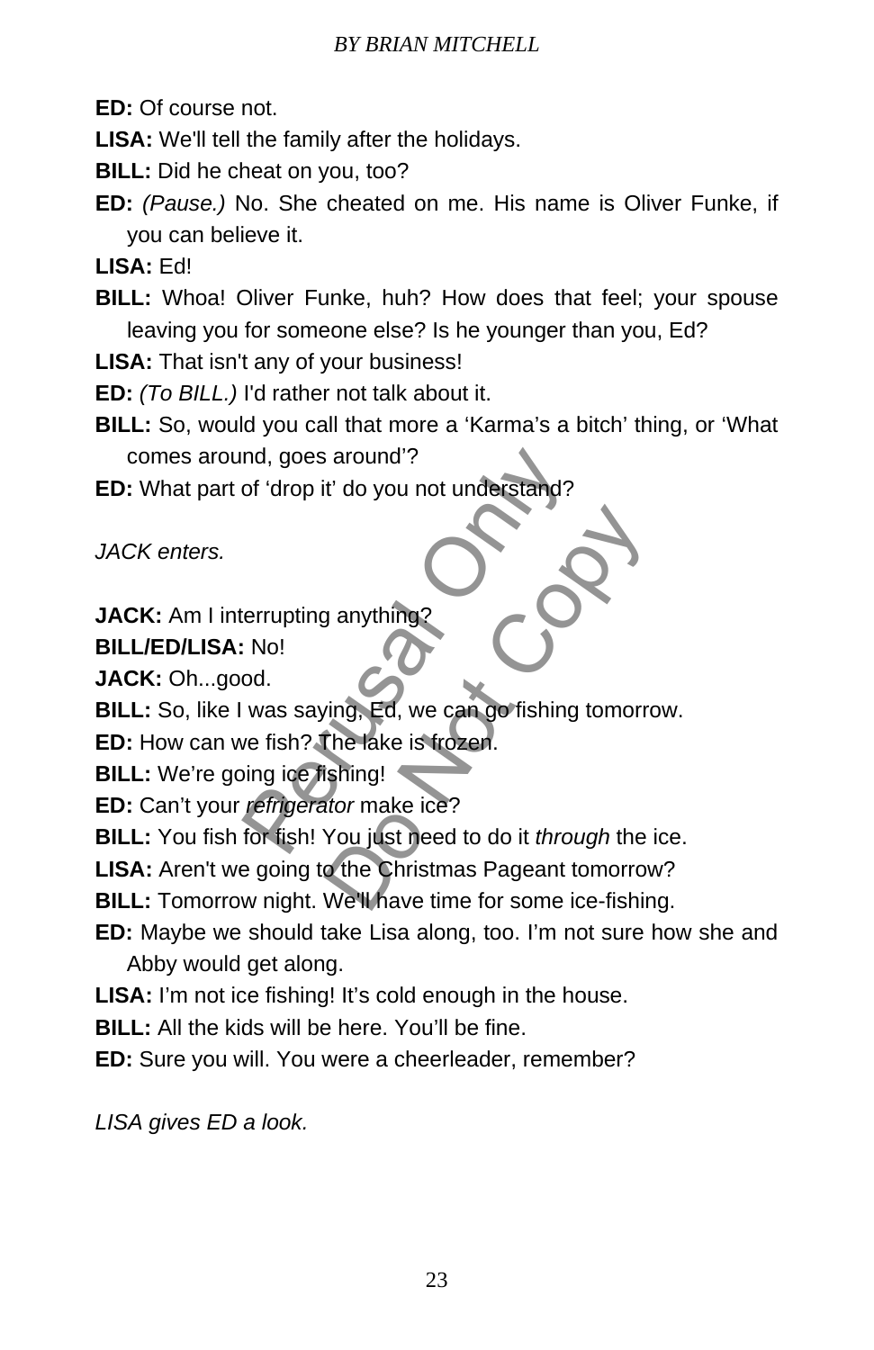**ED:** Of course not.

**LISA:** We'll tell the family after the holidays.

**BILL:** Did he cheat on you, too?

**ED:** *(Pause.)* No. She cheated on me. His name is Oliver Funke, if you can believe it.

**LISA:** Ed!

**BILL:** Whoa! Oliver Funke, huh? How does that feel; your spouse leaving you for someone else? Is he younger than you, Ed?

**LISA:** That isn't any of your business!

**ED:** *(To BILL.)* I'd rather not talk about it.

**BILL:** So, would you call that more a 'Karma's a bitch' thing, or 'What comes around, goes around'?

**ED:** What part of 'drop it' do you not understand?

*JACK enters.*

**JACK:** Am I interrupting anything?

**BILL/ED/LISA:** No!

**JACK:** Oh...good.

**BILL:** So, like I was saying, Ed, we can go fishing tomorrow.

**ED:** How can we fish? The lake is frozen.

**BILL:** We're going ice fishing!

**ED:** Can't your *refrigerator* make ice?

**BILL:** You fish for fish! You just need to do it *through* the ice.

**LISA:** Aren't we going to the Christmas Pageant tomorrow?

**BILL:** Tomorrow night. We'll have time for some ice-fishing.

**ED:** Maybe we should take Lisa along, too. I'm not sure how she and Abby would get along.

**LISA:** I'm not ice fishing! It's cold enough in the house.

**BILL:** All the kids will be here. You'll be fine.

**ED:** Sure you will. You were a cheerleader, remember?

*LISA gives ED a look.*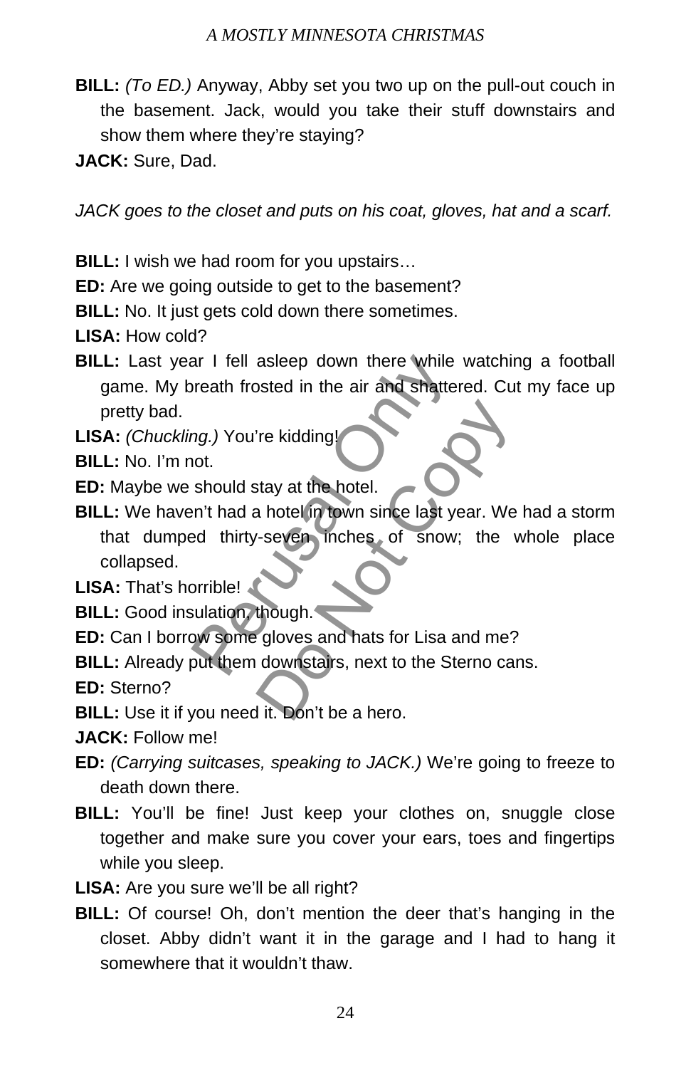**BILL:** *(To ED.)* Anyway, Abby set you two up on the pull-out couch in the basement. Jack, would you take their stuff downstairs and show them where they're staying?

**JACK:** Sure, Dad.

*JACK goes to the closet and puts on his coat, gloves, hat and a scarf.*

**BILL:** I wish we had room for you upstairs…

**ED:** Are we going outside to get to the basement?

**BILL:** No. It just gets cold down there sometimes.

**LISA:** How cold?

**BILL:** Last year I fell asleep down there while watching a football game. My breath frosted in the air and shattered. Cut my face up pretty bad.

**LISA:** *(Chuckling.)* You're kidding!

**BILL:** No. I'm not.

**ED:** Maybe we should stay at the hotel.

**BILL:** We haven't had a hotel in town since last year. We had a storm that dumped thirty-seven inches of snow; the whole place collapsed.

**LISA:** That's horrible!

**BILL:** Good insulation, though.

**ED:** Can I borrow some gloves and hats for Lisa and me?

**BILL:** Already put them downstairs, next to the Sterno cans.

**ED:** Sterno?

**BILL:** Use it if you need it. Don't be a hero.

**JACK:** Follow me!

**ED:** *(Carrying suitcases, speaking to JACK.)* We're going to freeze to death down there.

**BILL:** You'll be fine! Just keep your clothes on, snuggle close together and make sure you cover your ears, toes and fingertips while you sleep.

**LISA:** Are you sure we'll be all right?

**BILL:** Of course! Oh, don't mention the deer that's hanging in the closet. Abby didn't want it in the garage and I had to hang it somewhere that it wouldn't thaw.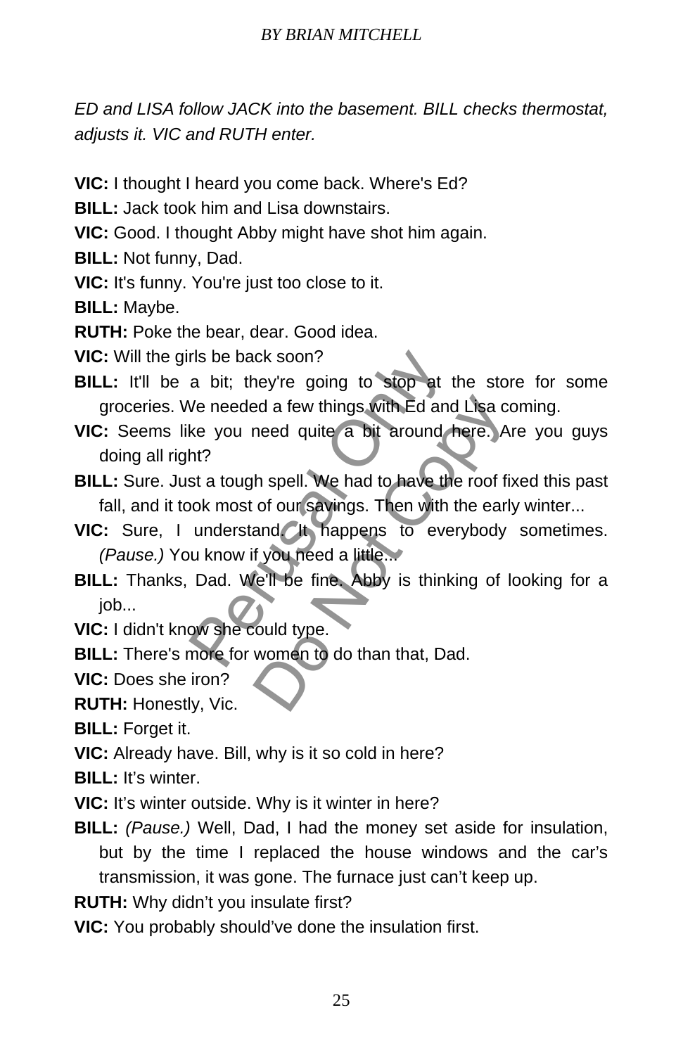*ED and LISA follow JACK into the basement. BILL checks thermostat, adjusts it. VIC and RUTH enter.*

**VIC:** I thought I heard you come back. Where's Ed?

**BILL:** Jack took him and Lisa downstairs.

**VIC:** Good. I thought Abby might have shot him again.

**BILL:** Not funny, Dad.

**VIC:** It's funny. You're just too close to it.

**BILL:** Maybe.

**RUTH:** Poke the bear, dear. Good idea.

**VIC:** Will the girls be back soon?

**BILL:** It'll be a bit; they're going to stop at the store for some groceries. We needed a few things with Ed and Lisa coming.

**VIC:** Seems like you need quite a bit around here. Are you guys doing all right?

**BILL:** Sure. Just a tough spell. We had to have the roof fixed this past fall, and it took most of our savings. Then with the early winter...

**VIC:** Sure, I understand. It happens to everybody sometimes. *(Pause.)* You know if you need a little...

**BILL:** Thanks, Dad. We'll be fine. Abby is thinking of looking for a job...

**VIC:** I didn't know she could type.

**BILL:** There's more for women to do than that, Dad.

**VIC:** Does she iron?

**RUTH:** Honestly, Vic.

**BILL:** Forget it.

**VIC:** Already have. Bill, why is it so cold in here?

**BILL:** It's winter.

**VIC:** It's winter outside. Why is it winter in here?

**BILL:** *(Pause.)* Well, Dad, I had the money set aside for insulation, but by the time I replaced the house windows and the car's transmission, it was gone. The furnace just can't keep up.

**RUTH:** Why didn't you insulate first?

**VIC:** You probably should've done the insulation first.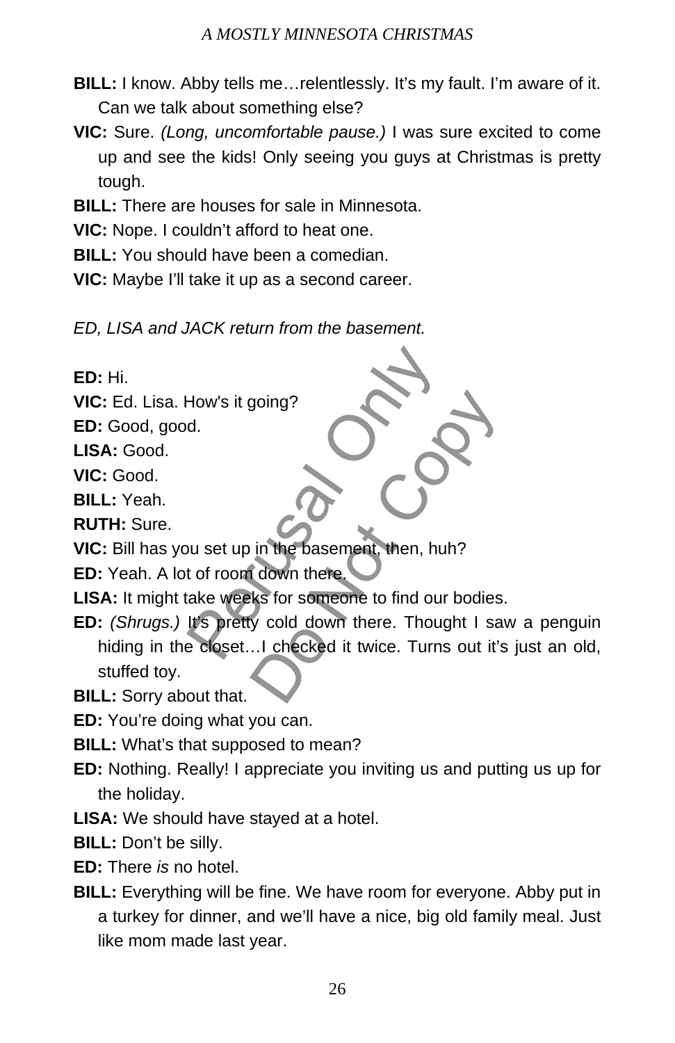**BILL:** I know. Abby tells me…relentlessly. It's my fault. I'm aware of it. Can we talk about something else?

**VIC:** Sure. *(Long, uncomfortable pause.)* I was sure excited to come up and see the kids! Only seeing you guys at Christmas is pretty tough.

**BILL:** There are houses for sale in Minnesota.

**VIC:** Nope. I couldn't afford to heat one.

**BILL:** You should have been a comedian.

**VIC:** Maybe I'll take it up as a second career.

*ED, LISA and JACK return from the basement.*

**ED:** Hi.

**VIC:** Ed. Lisa. How's it going?

**ED:** Good, good.

**LISA:** Good.

**VIC:** Good.

**BILL:** Yeah.

**RUTH:** Sure.

**VIC:** Bill has you set up in the basement, then, huh?

**ED:** Yeah. A lot of room down there.

**LISA:** It might take weeks for someone to find our bodies.

**ED:** *(Shrugs.)* It's pretty cold down there. Thought I saw a penguin hiding in the closet…I checked it twice. Turns out it's just an old, stuffed toy.

**BILL:** Sorry about that.

**ED:** You're doing what you can.

**BILL:** What's that supposed to mean?

**ED:** Nothing. Really! I appreciate you inviting us and putting us up for the holiday.

**LISA:** We should have stayed at a hotel.

**BILL:** Don't be silly.

**ED:** There *is* no hotel.

**BILL:** Everything will be fine. We have room for everyone. Abby put in a turkey for dinner, and we'll have a nice, big old family meal. Just like mom made last year.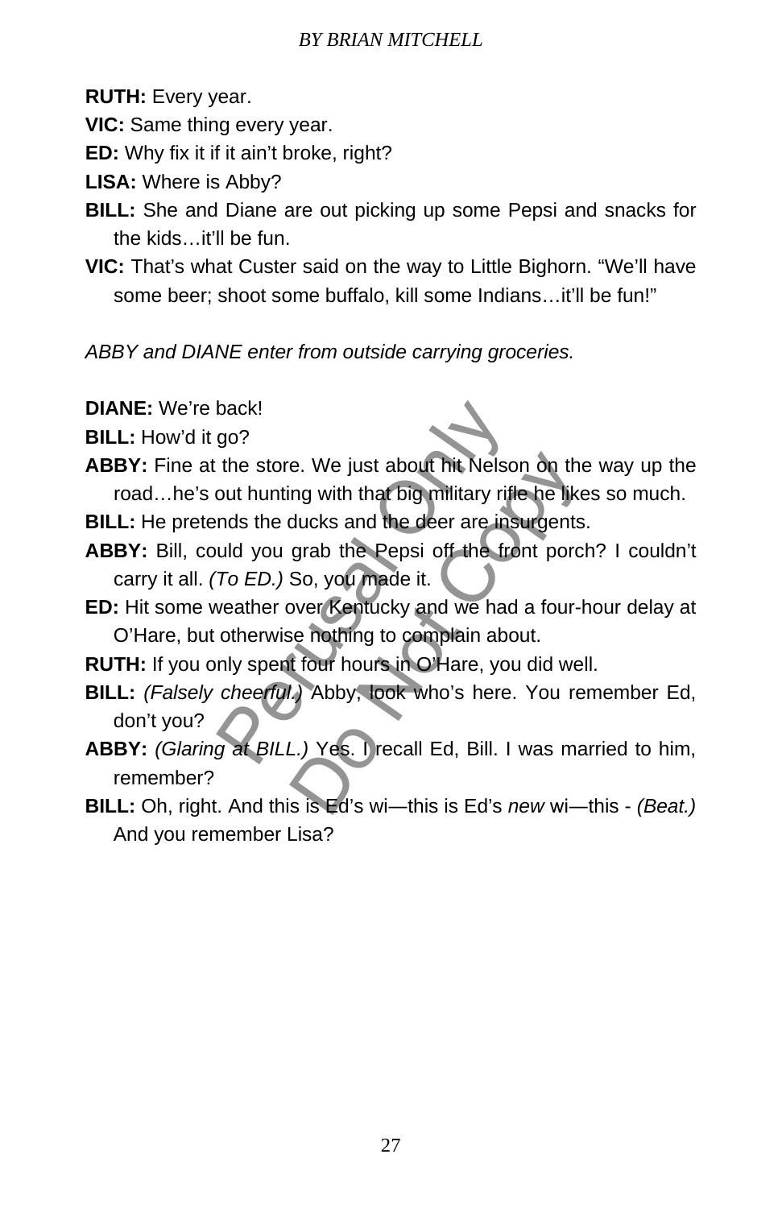**RUTH:** Every year.

**VIC:** Same thing every year.

**ED:** Why fix it if it ain't broke, right?

**LISA:** Where is Abby?

**BILL:** She and Diane are out picking up some Pepsi and snacks for the kids…it'll be fun.

**VIC:** That's what Custer said on the way to Little Bighorn. "We'll have some beer; shoot some buffalo, kill some Indians…it'll be fun!"

*ABBY and DIANE enter from outside carrying groceries.*

**DIANE:** We're back!

**BILL:** How'd it go?

**ABBY:** Fine at the store. We just about hit Nelson on the way up the road…he's out hunting with that big military rifle he likes so much.

**BILL:** He pretends the ducks and the deer are insurgents.

**ABBY:** Bill, could you grab the Pepsi off the front porch? I couldn't carry it all. *(To ED.)* So, you made it.

**ED:** Hit some weather over Kentucky and we had a four-hour delay at O'Hare, but otherwise nothing to complain about.

**RUTH:** If you only spent four hours in O'Hare, you did well.

**BILL:** *(Falsely cheerful.)* Abby, look who's here. You remember Ed, don't you?

**ABBY:** *(Glaring at BILL.)* Yes. I recall Ed, Bill. I was married to him, remember?

**BILL:** Oh, right. And this is Ed's wi—this is Ed's *new* wi—this - *(Beat.)* And you remember Lisa?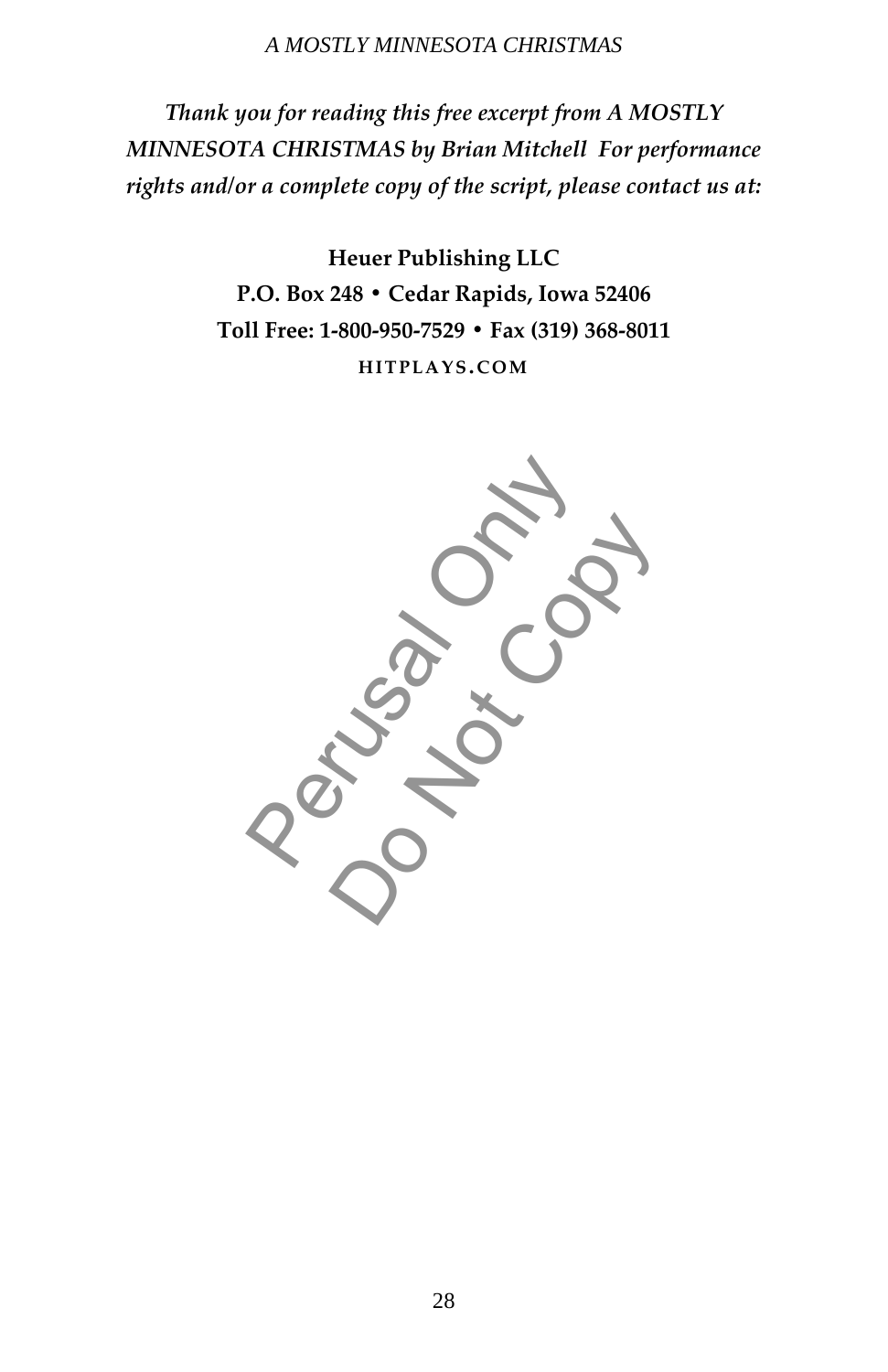*Thank you for reading this free excerpt from A MOSTLY MINNESOTA CHRISTMAS by Brian Mitchell For performance rights and/or a complete copy of the script, please contact us at:*

**Heuer Publishing LLC**
**P.O. Box 248 • Cedar Rapids, Iowa 52406**
**Toll Free: 1-800-950-7529 • Fax (319) 368-8011**
**HITPLAYS.COM**

Perusal Only
Do Not Copy